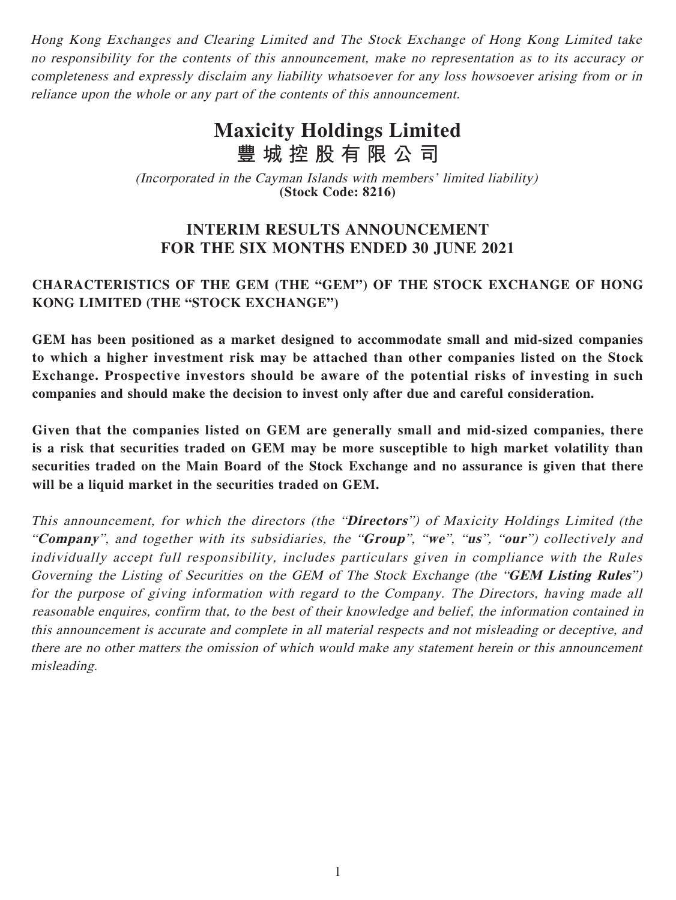*Hong Kong Exchanges and Clearing Limited and The Stock Exchange of Hong Kong Limited take no responsibility for the contents of this announcement, make no representation as to its accuracy or completeness and expressly disclaim any liability whatsoever for any loss howsoever arising from or in reliance upon the whole or any part of the contents of this announcement.*

# Maxicity Holdings Limited
# 豐城控股有限公司

*(Incorporated in the Cayman Islands with members' limited liability)*
**(Stock Code: 8216)**

## INTERIM RESULTS ANNOUNCEMENT FOR THE SIX MONTHS ENDED 30 JUNE 2021

### CHARACTERISTICS OF THE GEM (THE "GEM") OF THE STOCK EXCHANGE OF HONG KONG LIMITED (THE "STOCK EXCHANGE")

**GEM has been positioned as a market designed to accommodate small and mid-sized companies to which a higher investment risk may be attached than other companies listed on the Stock Exchange. Prospective investors should be aware of the potential risks of investing in such companies and should make the decision to invest only after due and careful consideration.**

**Given that the companies listed on GEM are generally small and mid-sized companies, there is a risk that securities traded on GEM may be more susceptible to high market volatility than securities traded on the Main Board of the Stock Exchange and no assurance is given that there will be a liquid market in the securities traded on GEM.**

*This announcement, for which the directors (the "**Directors**") of Maxicity Holdings Limited (the "**Company**", and together with its subsidiaries, the "**Group**", "**we**", "**us**", "**our**") collectively and individually accept full responsibility, includes particulars given in compliance with the Rules Governing the Listing of Securities on the GEM of The Stock Exchange (the "**GEM Listing Rules**") for the purpose of giving information with regard to the Company. The Directors, having made all reasonable enquires, confirm that, to the best of their knowledge and belief, the information contained in this announcement is accurate and complete in all material respects and not misleading or deceptive, and there are no other matters the omission of which would make any statement herein or this announcement misleading.*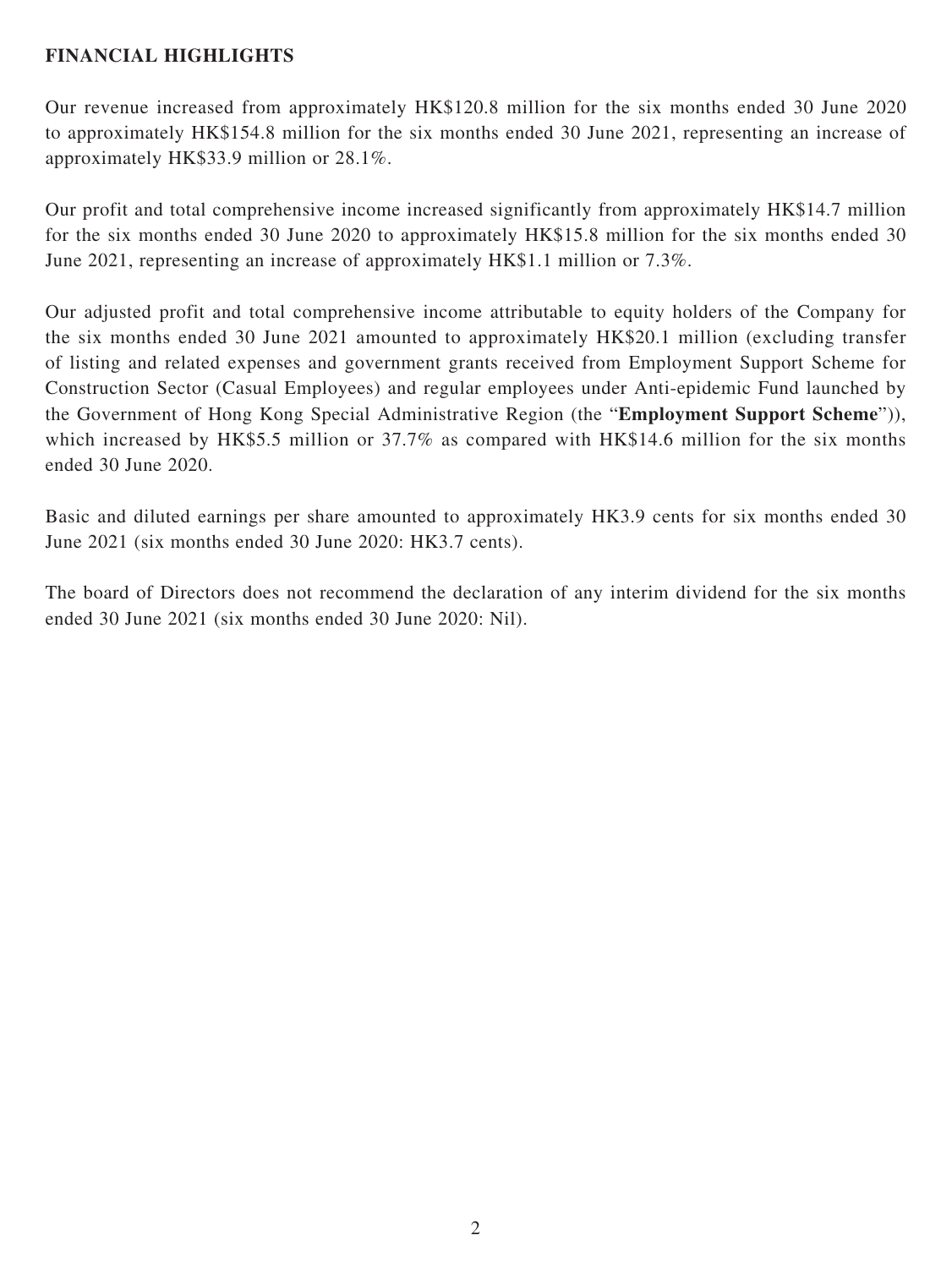## FINANCIAL HIGHLIGHTS

Our revenue increased from approximately HK$120.8 million for the six months ended 30 June 2020 to approximately HK$154.8 million for the six months ended 30 June 2021, representing an increase of approximately HK$33.9 million or 28.1%.

Our profit and total comprehensive income increased significantly from approximately HK$14.7 million for the six months ended 30 June 2020 to approximately HK$15.8 million for the six months ended 30 June 2021, representing an increase of approximately HK$1.1 million or 7.3%.

Our adjusted profit and total comprehensive income attributable to equity holders of the Company for the six months ended 30 June 2021 amounted to approximately HK$20.1 million (excluding transfer of listing and related expenses and government grants received from Employment Support Scheme for Construction Sector (Casual Employees) and regular employees under Anti-epidemic Fund launched by the Government of Hong Kong Special Administrative Region (the "**Employment Support Scheme**")), which increased by HK$5.5 million or 37.7% as compared with HK$14.6 million for the six months ended 30 June 2020.

Basic and diluted earnings per share amounted to approximately HK3.9 cents for six months ended 30 June 2021 (six months ended 30 June 2020: HK3.7 cents).

The board of Directors does not recommend the declaration of any interim dividend for the six months ended 30 June 2021 (six months ended 30 June 2020: Nil).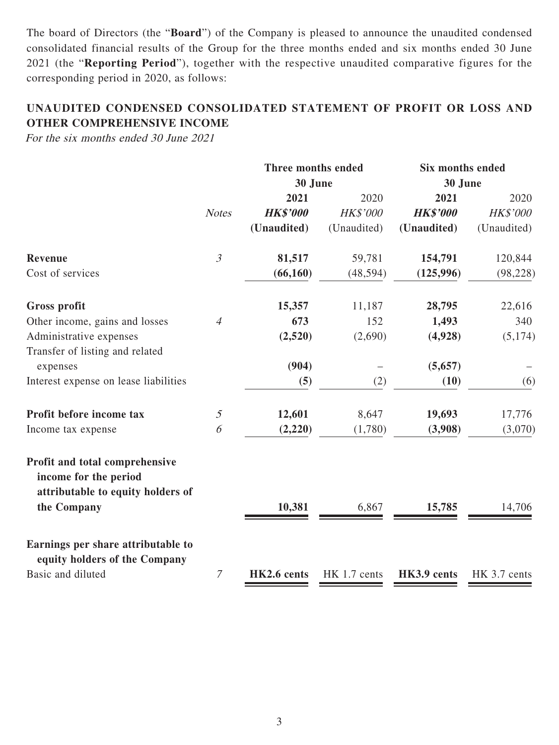The board of Directors (the "**Board**") of the Company is pleased to announce the unaudited condensed consolidated financial results of the Group for the three months ended and six months ended 30 June 2021 (the "**Reporting Period**"), together with the respective unaudited comparative figures for the corresponding period in 2020, as follows:

## UNAUDITED CONDENSED CONSOLIDATED STATEMENT OF PROFIT OR LOSS AND OTHER COMPREHENSIVE INCOME

*For the six months ended 30 June 2021*

| | | Three months ended 30 June | | Six months ended 30 June | |
|---|---|---|---|---|---|
| | | **2021** | 2020 | **2021** | 2020 |
| | *Notes* | ***HK$'000*** | *HK$'000* | ***HK$'000*** | *HK$'000* |
| | | **(Unaudited)** | (Unaudited) | **(Unaudited)** | (Unaudited) |
| **Revenue** | *3* | **81,517** | 59,781 | **154,791** | 120,844 |
| Cost of services | | **(66,160)** | (48,594) | **(125,996)** | (98,228) |
| **Gross profit** | | **15,357** | 11,187 | **28,795** | 22,616 |
| Other income, gains and losses | *4* | **673** | 152 | **1,493** | 340 |
| Administrative expenses | | **(2,520)** | (2,690) | **(4,928)** | (5,174) |
| Transfer of listing and related expenses | | **(904)** | – | **(5,657)** | – |
| Interest expense on lease liabilities | | **(5)** | (2) | **(10)** | (6) |
| **Profit before income tax** | *5* | **12,601** | 8,647 | **19,693** | 17,776 |
| Income tax expense | *6* | **(2,220)** | (1,780) | **(3,908)** | (3,070) |
| **Profit and total comprehensive income for the period attributable to equity holders of the Company** | | **10,381** | 6,867 | **15,785** | 14,706 |
| **Earnings per share attributable to equity holders of the Company** | | | | | |
| Basic and diluted | *7* | **HK2.6 cents** | HK 1.7 cents | **HK3.9 cents** | HK 3.7 cents |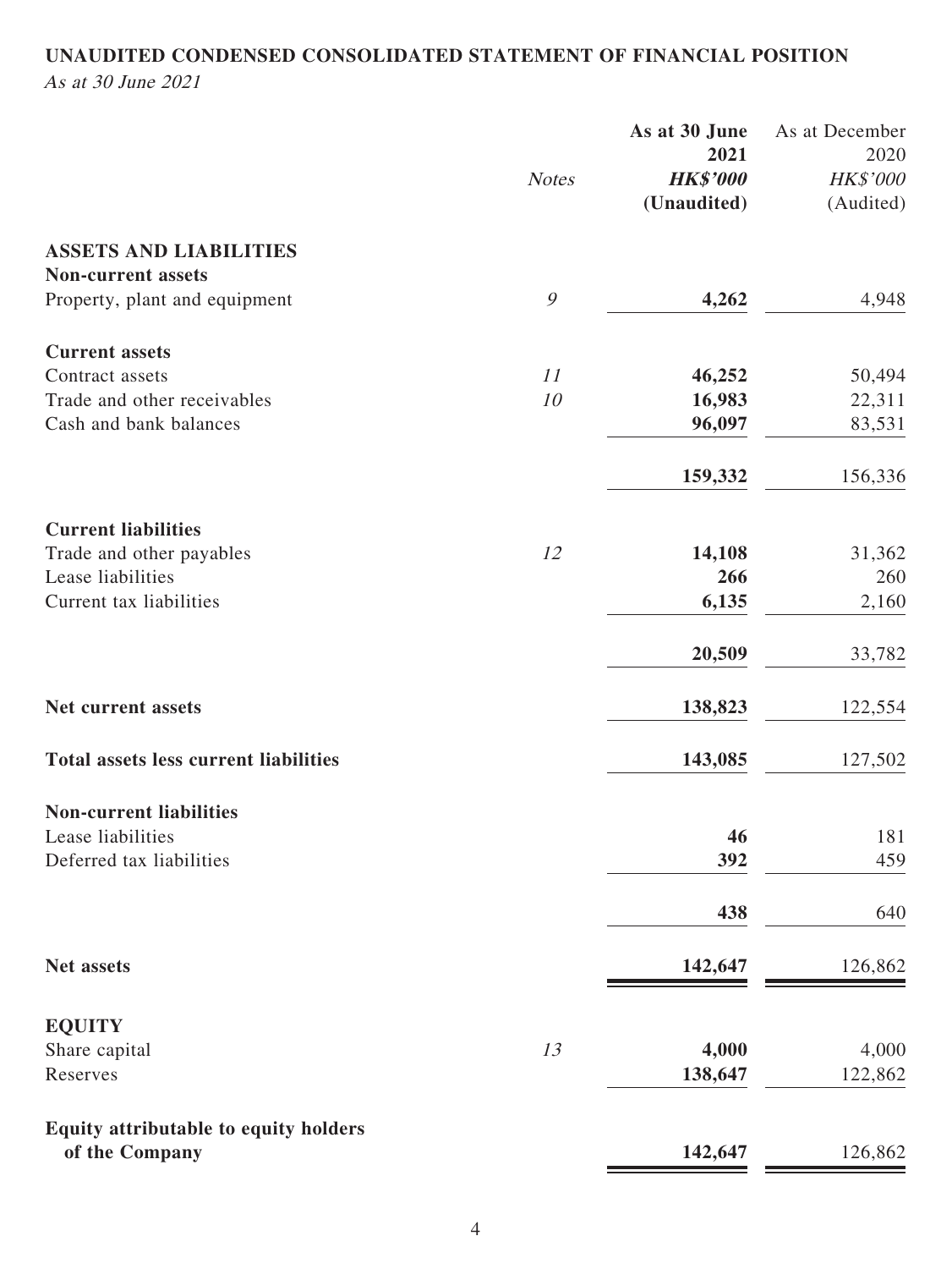**UNAUDITED CONDENSED CONSOLIDATED STATEMENT OF FINANCIAL POSITION**

*As at 30 June 2021*

| | Notes | As at 30 June 2021 HK$'000 (Unaudited) | As at December 2020 HK$'000 (Audited) |
|---|---|---|---|
| **ASSETS AND LIABILITIES** | | | |
| **Non-current assets** | | | |
| Property, plant and equipment | 9 | **4,262** | 4,948 |
| **Current assets** | | | |
| Contract assets | 11 | **46,252** | 50,494 |
| Trade and other receivables | 10 | **16,983** | 22,311 |
| Cash and bank balances | | **96,097** | 83,531 |
| | | **159,332** | 156,336 |
| **Current liabilities** | | | |
| Trade and other payables | 12 | **14,108** | 31,362 |
| Lease liabilities | | **266** | 260 |
| Current tax liabilities | | **6,135** | 2,160 |
| | | **20,509** | 33,782 |
| **Net current assets** | | **138,823** | 122,554 |
| **Total assets less current liabilities** | | **143,085** | 127,502 |
| **Non-current liabilities** | | | |
| Lease liabilities | | **46** | 181 |
| Deferred tax liabilities | | **392** | 459 |
| | | **438** | 640 |
| **Net assets** | | **142,647** | 126,862 |
| **EQUITY** | | | |
| Share capital | 13 | **4,000** | 4,000 |
| Reserves | | **138,647** | 122,862 |
| **Equity attributable to equity holders of the Company** | | **142,647** | 126,862 |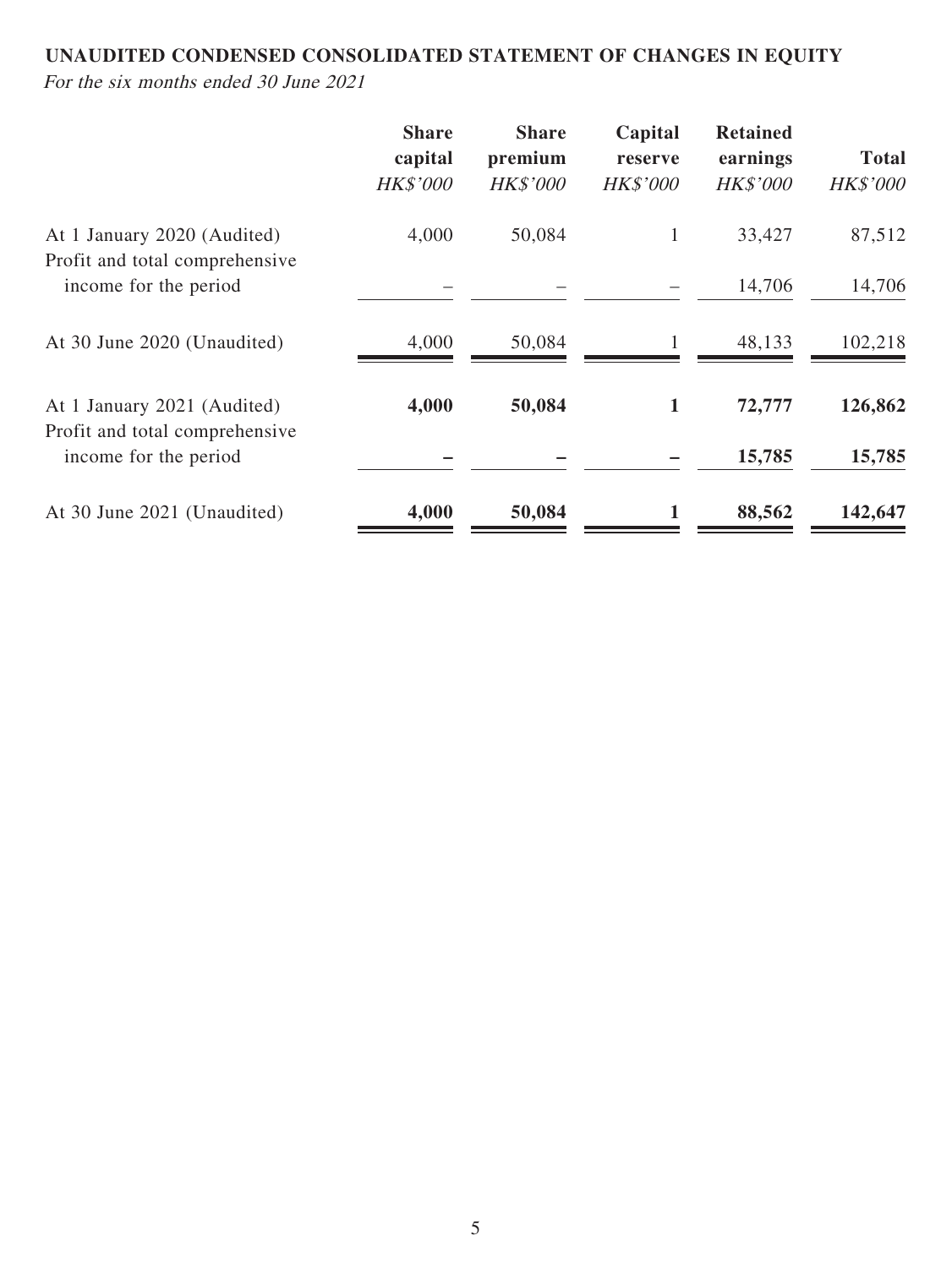**UNAUDITED CONDENSED CONSOLIDATED STATEMENT OF CHANGES IN EQUITY**

*For the six months ended 30 June 2021*

| | Share capital | Share premium | Capital reserve | Retained earnings | Total |
|---|---|---|---|---|---|
| | *HK$'000* | *HK$'000* | *HK$'000* | *HK$'000* | *HK$'000* |
| At 1 January 2020 (Audited) | 4,000 | 50,084 | 1 | 33,427 | 87,512 |
| Profit and total comprehensive income for the period | – | – | – | 14,706 | 14,706 |
| At 30 June 2020 (Unaudited) | 4,000 | 50,084 | 1 | 48,133 | 102,218 |
| **At 1 January 2021 (Audited)** | **4,000** | **50,084** | **1** | **72,777** | **126,862** |
| Profit and total comprehensive income for the period | **–** | **–** | **–** | **15,785** | **15,785** |
| At 30 June 2021 (Unaudited) | **4,000** | **50,084** | **1** | **88,562** | **142,647** |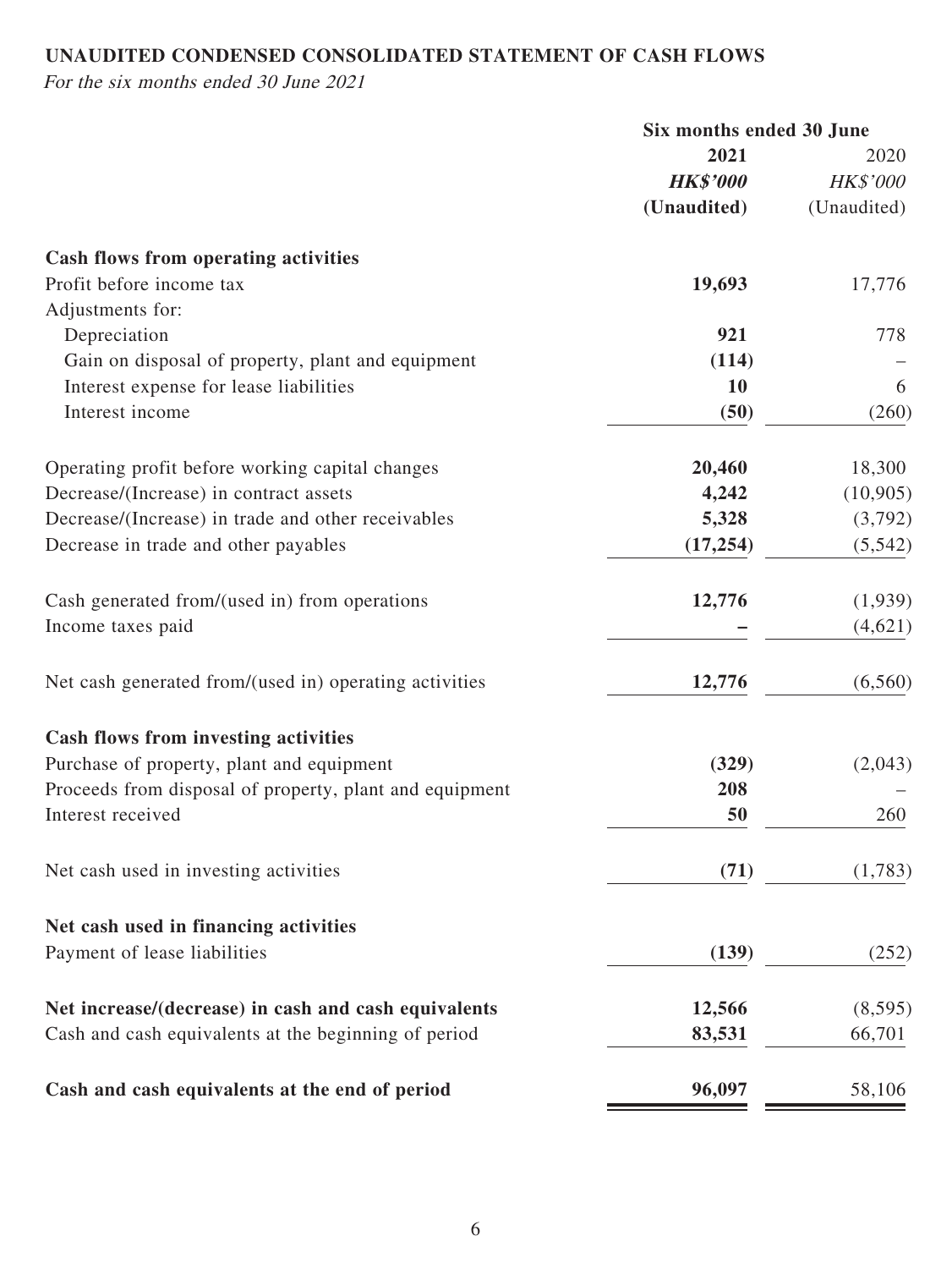**UNAUDITED CONDENSED CONSOLIDATED STATEMENT OF CASH FLOWS**

*For the six months ended 30 June 2021*

| | Six months ended 30 June | |
|---|---|---|
| | **2021** | 2020 |
| | ***HK$'000*** | *HK$'000* |
| | **(Unaudited)** | (Unaudited) |
| **Cash flows from operating activities** | | |
| Profit before income tax | **19,693** | 17,776 |
| Adjustments for: | | |
| Depreciation | **921** | 778 |
| Gain on disposal of property, plant and equipment | **(114)** | – |
| Interest expense for lease liabilities | **10** | 6 |
| Interest income | **(50)** | (260) |
| Operating profit before working capital changes | **20,460** | 18,300 |
| Decrease/(Increase) in contract assets | **4,242** | (10,905) |
| Decrease/(Increase) in trade and other receivables | **5,328** | (3,792) |
| Decrease in trade and other payables | **(17,254)** | (5,542) |
| Cash generated from/(used in) from operations | **12,776** | (1,939) |
| Income taxes paid | **–** | (4,621) |
| Net cash generated from/(used in) operating activities | **12,776** | (6,560) |
| **Cash flows from investing activities** | | |
| Purchase of property, plant and equipment | **(329)** | (2,043) |
| Proceeds from disposal of property, plant and equipment | **208** | – |
| Interest received | **50** | 260 |
| Net cash used in investing activities | **(71)** | (1,783) |
| **Net cash used in financing activities** | | |
| Payment of lease liabilities | **(139)** | (252) |
| **Net increase/(decrease) in cash and cash equivalents** | **12,566** | (8,595) |
| Cash and cash equivalents at the beginning of period | **83,531** | 66,701 |
| **Cash and cash equivalents at the end of period** | **96,097** | 58,106 |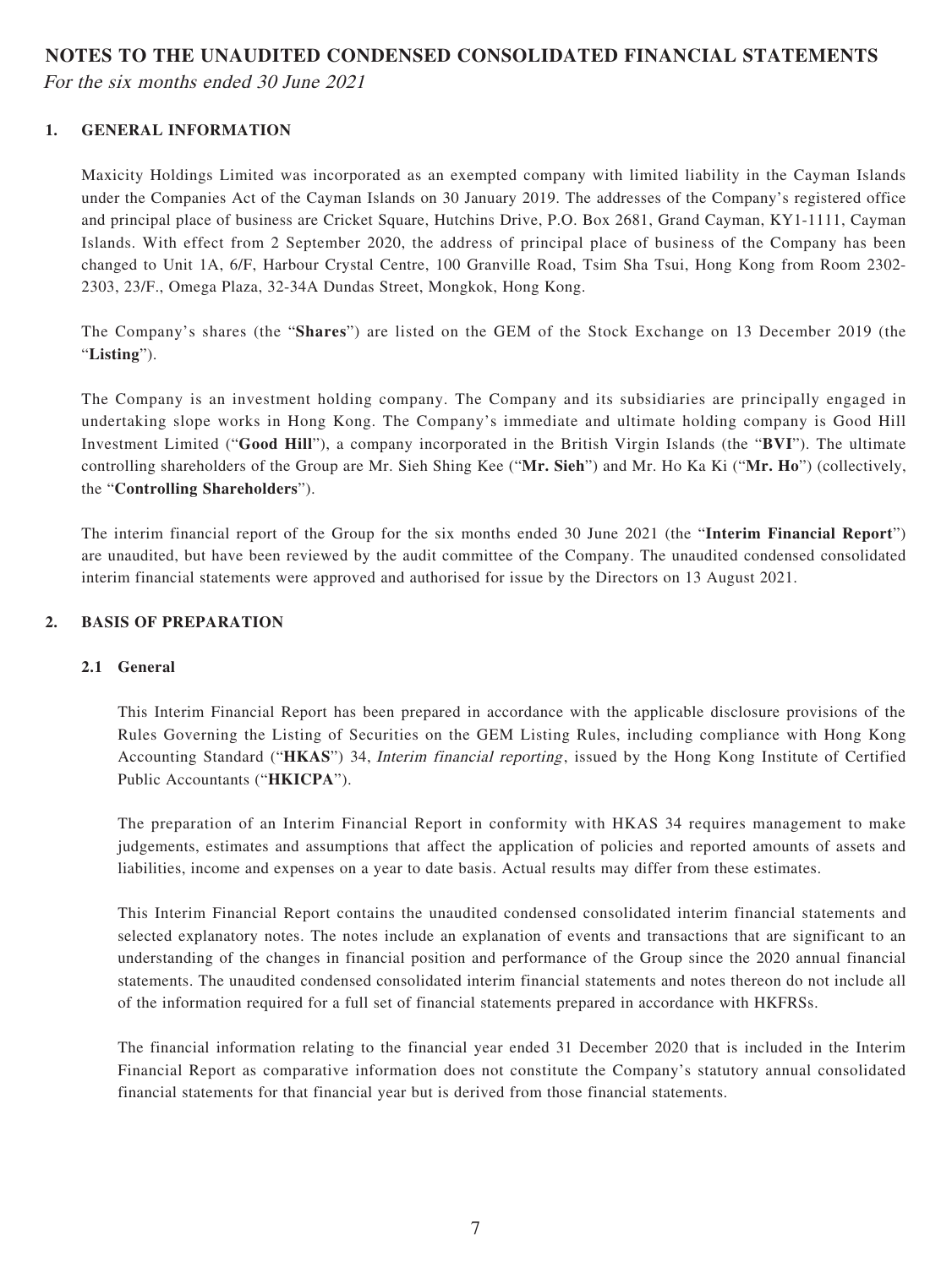# NOTES TO THE UNAUDITED CONDENSED CONSOLIDATED FINANCIAL STATEMENTS

*For the six months ended 30 June 2021*

## 1. GENERAL INFORMATION

Maxicity Holdings Limited was incorporated as an exempted company with limited liability in the Cayman Islands under the Companies Act of the Cayman Islands on 30 January 2019. The addresses of the Company's registered office and principal place of business are Cricket Square, Hutchins Drive, P.O. Box 2681, Grand Cayman, KY1-1111, Cayman Islands. With effect from 2 September 2020, the address of principal place of business of the Company has been changed to Unit 1A, 6/F, Harbour Crystal Centre, 100 Granville Road, Tsim Sha Tsui, Hong Kong from Room 2302-2303, 23/F., Omega Plaza, 32-34A Dundas Street, Mongkok, Hong Kong.

The Company's shares (the "**Shares**") are listed on the GEM of the Stock Exchange on 13 December 2019 (the "**Listing**").

The Company is an investment holding company. The Company and its subsidiaries are principally engaged in undertaking slope works in Hong Kong. The Company's immediate and ultimate holding company is Good Hill Investment Limited ("**Good Hill**"), a company incorporated in the British Virgin Islands (the "**BVI**"). The ultimate controlling shareholders of the Group are Mr. Sieh Shing Kee ("**Mr. Sieh**") and Mr. Ho Ka Ki ("**Mr. Ho**") (collectively, the "**Controlling Shareholders**").

The interim financial report of the Group for the six months ended 30 June 2021 (the "**Interim Financial Report**") are unaudited, but have been reviewed by the audit committee of the Company. The unaudited condensed consolidated interim financial statements were approved and authorised for issue by the Directors on 13 August 2021.

## 2. BASIS OF PREPARATION

### 2.1 General

This Interim Financial Report has been prepared in accordance with the applicable disclosure provisions of the Rules Governing the Listing of Securities on the GEM Listing Rules, including compliance with Hong Kong Accounting Standard ("**HKAS**") 34, *Interim financial reporting*, issued by the Hong Kong Institute of Certified Public Accountants ("**HKICPA**").

The preparation of an Interim Financial Report in conformity with HKAS 34 requires management to make judgements, estimates and assumptions that affect the application of policies and reported amounts of assets and liabilities, income and expenses on a year to date basis. Actual results may differ from these estimates.

This Interim Financial Report contains the unaudited condensed consolidated interim financial statements and selected explanatory notes. The notes include an explanation of events and transactions that are significant to an understanding of the changes in financial position and performance of the Group since the 2020 annual financial statements. The unaudited condensed consolidated interim financial statements and notes thereon do not include all of the information required for a full set of financial statements prepared in accordance with HKFRSs.

The financial information relating to the financial year ended 31 December 2020 that is included in the Interim Financial Report as comparative information does not constitute the Company's statutory annual consolidated financial statements for that financial year but is derived from those financial statements.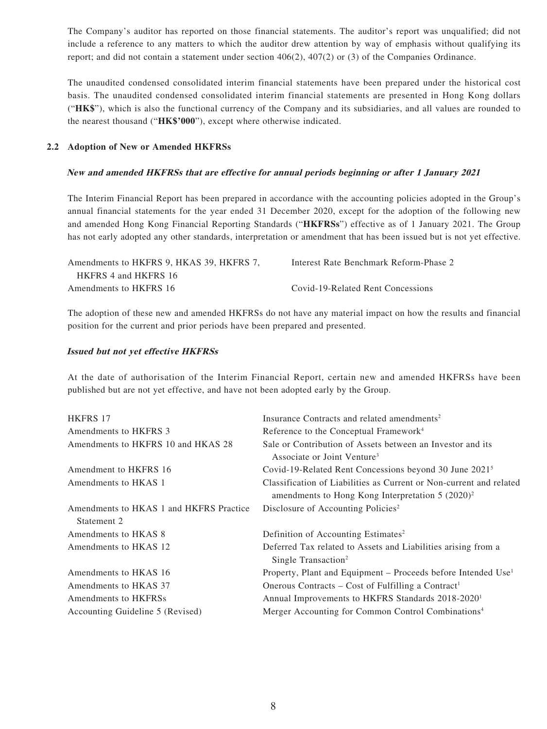The Company's auditor has reported on those financial statements. The auditor's report was unqualified; did not include a reference to any matters to which the auditor drew attention by way of emphasis without qualifying its report; and did not contain a statement under section 406(2), 407(2) or (3) of the Companies Ordinance.

The unaudited condensed consolidated interim financial statements have been prepared under the historical cost basis. The unaudited condensed consolidated interim financial statements are presented in Hong Kong dollars ("**HK$**"), which is also the functional currency of the Company and its subsidiaries, and all values are rounded to the nearest thousand ("**HK$'000**"), except where otherwise indicated.

### 2.2 Adoption of New or Amended HKFRSs

***New and amended HKFRSs that are effective for annual periods beginning or after 1 January 2021***

The Interim Financial Report has been prepared in accordance with the accounting policies adopted in the Group's annual financial statements for the year ended 31 December 2020, except for the adoption of the following new and amended Hong Kong Financial Reporting Standards ("**HKFRSs**") effective as of 1 January 2021. The Group has not early adopted any other standards, interpretation or amendment that has been issued but is not yet effective.

| | |
|---|---|
| Amendments to HKFRS 9, HKAS 39, HKFRS 7, HKFRS 4 and HKFRS 16 | Interest Rate Benchmark Reform-Phase 2 |
| Amendments to HKFRS 16 | Covid-19-Related Rent Concessions |

The adoption of these new and amended HKFRSs do not have any material impact on how the results and financial position for the current and prior periods have been prepared and presented.

***Issued but not yet effective HKFRSs***

At the date of authorisation of the Interim Financial Report, certain new and amended HKFRSs have been published but are not yet effective, and have not been adopted early by the Group.

| | |
|---|---|
| HKFRS 17 | Insurance Contracts and related amendments[2] |
| Amendments to HKFRS 3 | Reference to the Conceptual Framework[4] |
| Amendments to HKFRS 10 and HKAS 28 | Sale or Contribution of Assets between an Investor and its Associate or Joint Venture[3] |
| Amendment to HKFRS 16 | Covid-19-Related Rent Concessions beyond 30 June 2021[5] |
| Amendments to HKAS 1 | Classification of Liabilities as Current or Non-current and related amendments to Hong Kong Interpretation 5 (2020)[2] |
| Amendments to HKAS 1 and HKFRS Practice Statement 2 | Disclosure of Accounting Policies[2] |
| Amendments to HKAS 8 | Definition of Accounting Estimates[2] |
| Amendments to HKAS 12 | Deferred Tax related to Assets and Liabilities arising from a Single Transaction[2] |
| Amendments to HKAS 16 | Property, Plant and Equipment – Proceeds before Intended Use[1] |
| Amendments to HKAS 37 | Onerous Contracts – Cost of Fulfilling a Contract[1] |
| Amendments to HKFRSs | Annual Improvements to HKFRS Standards 2018-2020[1] |
| Accounting Guideline 5 (Revised) | Merger Accounting for Common Control Combinations[4] |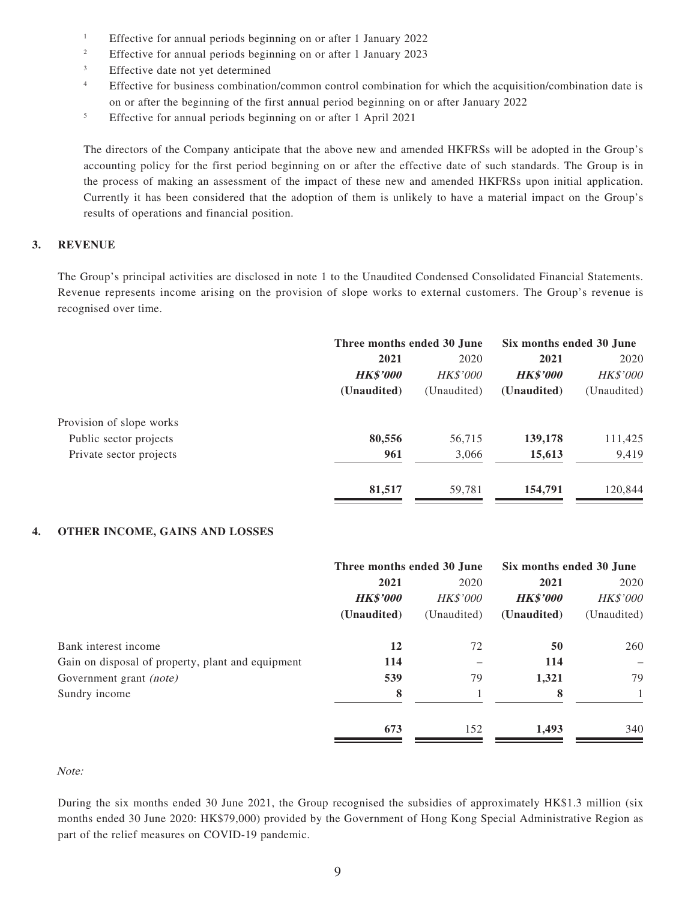[1] Effective for annual periods beginning on or after 1 January 2022

[2] Effective for annual periods beginning on or after 1 January 2023

[3] Effective date not yet determined

[4] Effective for business combination/common control combination for which the acquisition/combination date is on or after the beginning of the first annual period beginning on or after January 2022

[5] Effective for annual periods beginning on or after 1 April 2021

The directors of the Company anticipate that the above new and amended HKFRSs will be adopted in the Group's accounting policy for the first period beginning on or after the effective date of such standards. The Group is in the process of making an assessment of the impact of these new and amended HKFRSs upon initial application. Currently it has been considered that the adoption of them is unlikely to have a material impact on the Group's results of operations and financial position.

## 3. REVENUE

The Group's principal activities are disclosed in note 1 to the Unaudited Condensed Consolidated Financial Statements. Revenue represents income arising on the provision of slope works to external customers. The Group's revenue is recognised over time.

| | Three months ended 30 June | | Six months ended 30 June | |
|---|---|---|---|---|
| | **2021** | 2020 | **2021** | 2020 |
| | ***HK$'000*** | *HK$'000* | ***HK$'000*** | *HK$'000* |
| | **(Unaudited)** | (Unaudited) | **(Unaudited)** | (Unaudited) |
| Provision of slope works | | | | |
| Public sector projects | **80,556** | 56,715 | **139,178** | 111,425 |
| Private sector projects | **961** | 3,066 | **15,613** | 9,419 |
| | **81,517** | 59,781 | **154,791** | 120,844 |

## 4. OTHER INCOME, GAINS AND LOSSES

| | Three months ended 30 June | | Six months ended 30 June | |
|---|---|---|---|---|
| | **2021** | 2020 | **2021** | 2020 |
| | ***HK$'000*** | *HK$'000* | ***HK$'000*** | *HK$'000* |
| | **(Unaudited)** | (Unaudited) | **(Unaudited)** | (Unaudited) |
| Bank interest income | **12** | 72 | **50** | 260 |
| Gain on disposal of property, plant and equipment | **114** | – | **114** | – |
| Government grant *(note)* | **539** | 79 | **1,321** | 79 |
| Sundry income | **8** | 1 | **8** | 1 |
| | **673** | 152 | **1,493** | 340 |

*Note:*

During the six months ended 30 June 2021, the Group recognised the subsidies of approximately HK$1.3 million (six months ended 30 June 2020: HK$79,000) provided by the Government of Hong Kong Special Administrative Region as part of the relief measures on COVID-19 pandemic.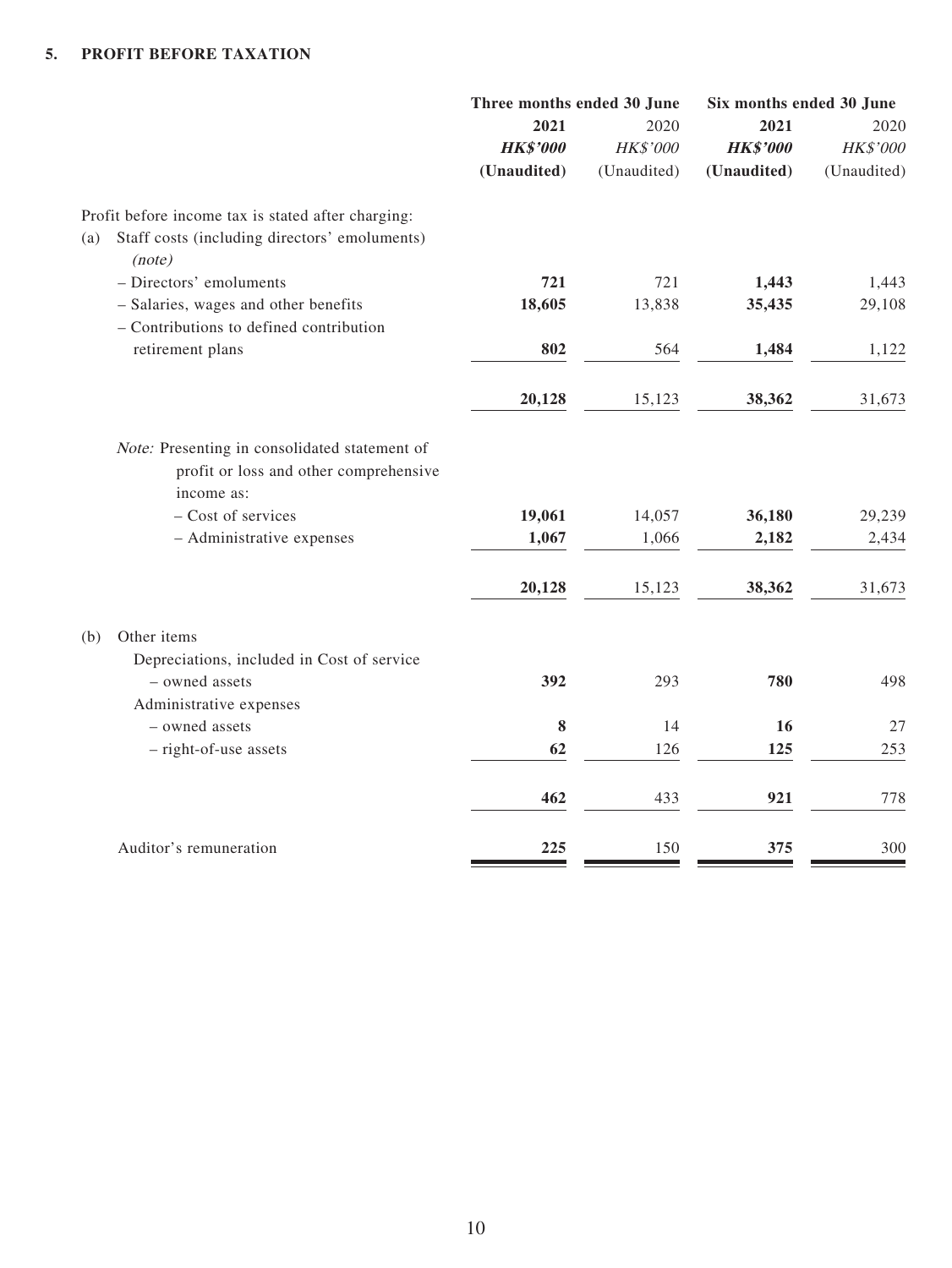## 5. PROFIT BEFORE TAXATION

| | Three months ended 30 June | | Six months ended 30 June | |
|---|---|---|---|---|
| | **2021** | 2020 | **2021** | 2020 |
| | ***HK$'000*** | *HK$'000* | ***HK$'000*** | *HK$'000* |
| | **(Unaudited)** | (Unaudited) | **(Unaudited)** | (Unaudited) |
| Profit before income tax is stated after charging: | | | | |
| (a) Staff costs (including directors' emoluments) *(note)* | | | | |
| – Directors' emoluments | **721** | 721 | **1,443** | 1,443 |
| – Salaries, wages and other benefits | **18,605** | 13,838 | **35,435** | 29,108 |
| – Contributions to defined contribution retirement plans | **802** | 564 | **1,484** | 1,122 |
| | **20,128** | 15,123 | **38,362** | 31,673 |
| *Note:* Presenting in consolidated statement of profit or loss and other comprehensive income as: | | | | |
| – Cost of services | **19,061** | 14,057 | **36,180** | 29,239 |
| – Administrative expenses | **1,067** | 1,066 | **2,182** | 2,434 |
| | **20,128** | 15,123 | **38,362** | 31,673 |
| (b) Other items | | | | |
| Depreciations, included in Cost of service | | | | |
| – owned assets | **392** | 293 | **780** | 498 |
| Administrative expenses | | | | |
| – owned assets | **8** | 14 | **16** | 27 |
| – right-of-use assets | **62** | 126 | **125** | 253 |
| | **462** | 433 | **921** | 778 |
| Auditor's remuneration | **225** | 150 | **375** | 300 |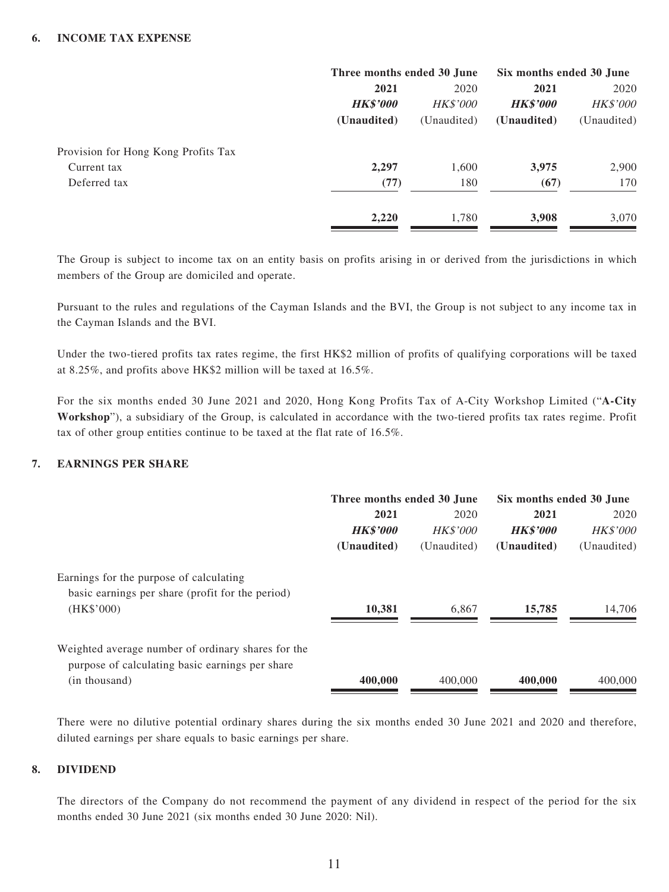## 6. INCOME TAX EXPENSE

| | Three months ended 30 June | | Six months ended 30 June | |
|---|---|---|---|---|
| | **2021** | 2020 | **2021** | 2020 |
| | ***HK$'000*** | *HK$'000* | ***HK$'000*** | *HK$'000* |
| | **(Unaudited)** | (Unaudited) | **(Unaudited)** | (Unaudited) |
| Provision for Hong Kong Profits Tax | | | | |
| Current tax | **2,297** | 1,600 | **3,975** | 2,900 |
| Deferred tax | **(77)** | 180 | **(67)** | 170 |
| | **2,220** | 1,780 | **3,908** | 3,070 |

The Group is subject to income tax on an entity basis on profits arising in or derived from the jurisdictions in which members of the Group are domiciled and operate.

Pursuant to the rules and regulations of the Cayman Islands and the BVI, the Group is not subject to any income tax in the Cayman Islands and the BVI.

Under the two-tiered profits tax rates regime, the first HK$2 million of profits of qualifying corporations will be taxed at 8.25%, and profits above HK$2 million will be taxed at 16.5%.

For the six months ended 30 June 2021 and 2020, Hong Kong Profits Tax of A-City Workshop Limited ("**A-City Workshop**"), a subsidiary of the Group, is calculated in accordance with the two-tiered profits tax rates regime. Profit tax of other group entities continue to be taxed at the flat rate of 16.5%.

## 7. EARNINGS PER SHARE

| | Three months ended 30 June | | Six months ended 30 June | |
|---|---|---|---|---|
| | **2021** | 2020 | **2021** | 2020 |
| | ***HK$'000*** | *HK$'000* | ***HK$'000*** | *HK$'000* |
| | **(Unaudited)** | (Unaudited) | **(Unaudited)** | (Unaudited) |
| Earnings for the purpose of calculating basic earnings per share (profit for the period) (HK$'000) | **10,381** | 6,867 | **15,785** | 14,706 |
| Weighted average number of ordinary shares for the purpose of calculating basic earnings per share (in thousand) | **400,000** | 400,000 | **400,000** | 400,000 |

There were no dilutive potential ordinary shares during the six months ended 30 June 2021 and 2020 and therefore, diluted earnings per share equals to basic earnings per share.

## 8. DIVIDEND

The directors of the Company do not recommend the payment of any dividend in respect of the period for the six months ended 30 June 2021 (six months ended 30 June 2020: Nil).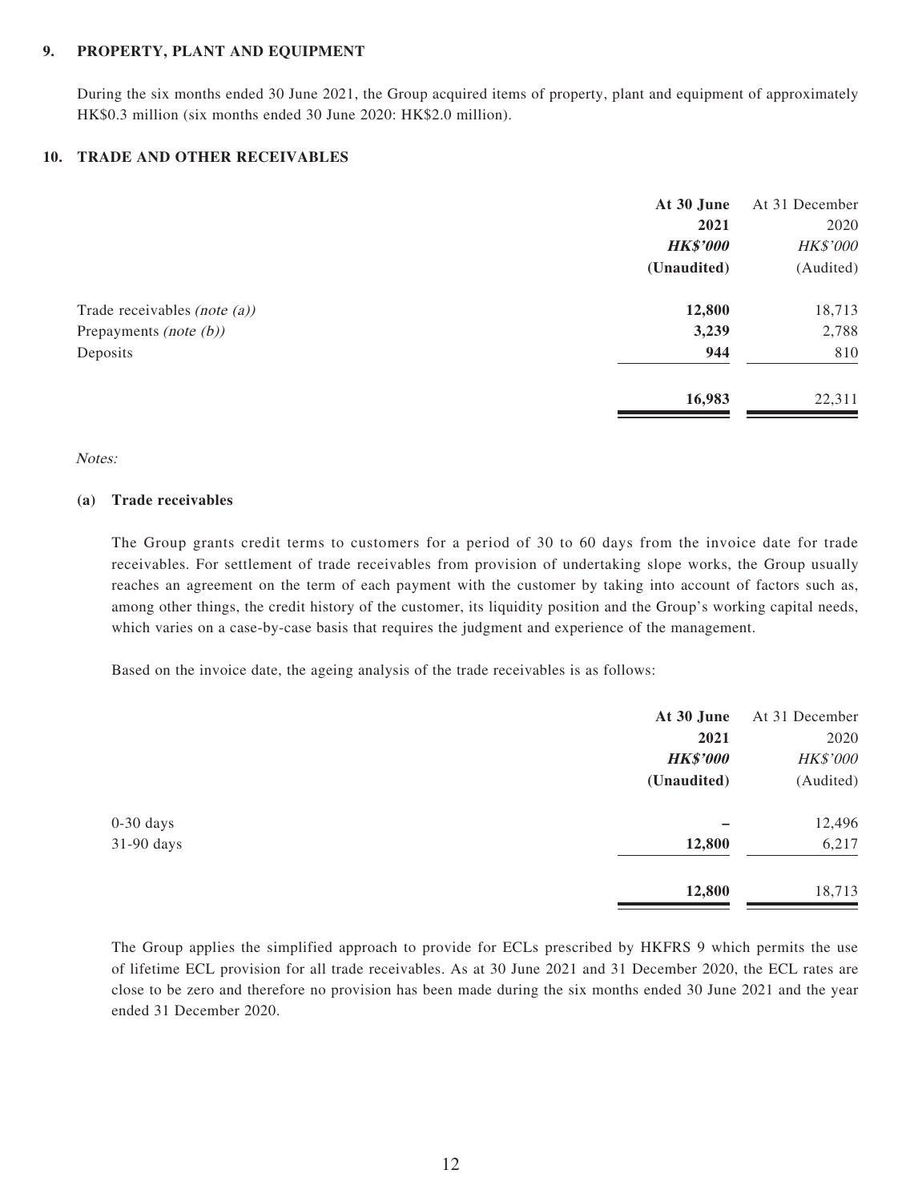## 9. PROPERTY, PLANT AND EQUIPMENT

During the six months ended 30 June 2021, the Group acquired items of property, plant and equipment of approximately HK$0.3 million (six months ended 30 June 2020: HK$2.0 million).

## 10. TRADE AND OTHER RECEIVABLES

| | **At 30 June 2021** | At 31 December 2020 |
|---|---|---|
| | ***HK$'000*** | *HK$'000* |
| | **(Unaudited)** | (Audited) |
| Trade receivables *(note (a))* | **12,800** | 18,713 |
| Prepayments *(note (b))* | **3,239** | 2,788 |
| Deposits | **944** | 810 |
| | **16,983** | 22,311 |

*Notes:*

**(a) Trade receivables**

The Group grants credit terms to customers for a period of 30 to 60 days from the invoice date for trade receivables. For settlement of trade receivables from provision of undertaking slope works, the Group usually reaches an agreement on the term of each payment with the customer by taking into account of factors such as, among other things, the credit history of the customer, its liquidity position and the Group's working capital needs, which varies on a case-by-case basis that requires the judgment and experience of the management.

Based on the invoice date, the ageing analysis of the trade receivables is as follows:

| | **At 30 June 2021** | At 31 December 2020 |
|---|---|---|
| | ***HK$'000*** | *HK$'000* |
| | **(Unaudited)** | (Audited) |
| 0-30 days | **–** | 12,496 |
| 31-90 days | **12,800** | 6,217 |
| | **12,800** | 18,713 |

The Group applies the simplified approach to provide for ECLs prescribed by HKFRS 9 which permits the use of lifetime ECL provision for all trade receivables. As at 30 June 2021 and 31 December 2020, the ECL rates are close to be zero and therefore no provision has been made during the six months ended 30 June 2021 and the year ended 31 December 2020.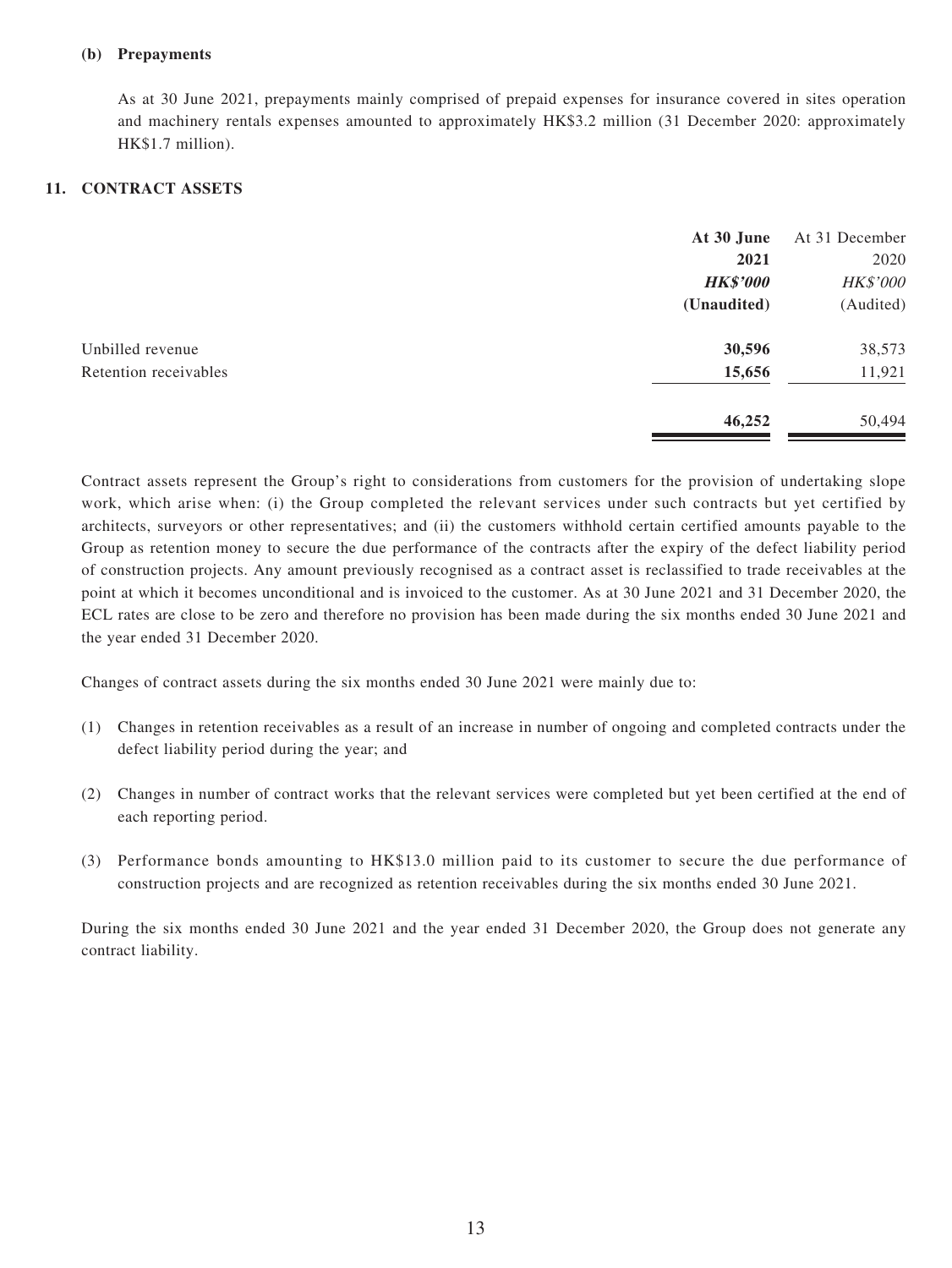**(b) Prepayments**

As at 30 June 2021, prepayments mainly comprised of prepaid expenses for insurance covered in sites operation and machinery rentals expenses amounted to approximately HK$3.2 million (31 December 2020: approximately HK$1.7 million).

## 11. CONTRACT ASSETS

| | **At 30 June 2021** | At 31 December 2020 |
|---|---|---|
| | ***HK$'000*** | *HK$'000* |
| | **(Unaudited)** | (Audited) |
| Unbilled revenue | **30,596** | 38,573 |
| Retention receivables | **15,656** | 11,921 |
| | **46,252** | 50,494 |

Contract assets represent the Group's right to considerations from customers for the provision of undertaking slope work, which arise when: (i) the Group completed the relevant services under such contracts but yet certified by architects, surveyors or other representatives; and (ii) the customers withhold certain certified amounts payable to the Group as retention money to secure the due performance of the contracts after the expiry of the defect liability period of construction projects. Any amount previously recognised as a contract asset is reclassified to trade receivables at the point at which it becomes unconditional and is invoiced to the customer. As at 30 June 2021 and 31 December 2020, the ECL rates are close to be zero and therefore no provision has been made during the six months ended 30 June 2021 and the year ended 31 December 2020.

Changes of contract assets during the six months ended 30 June 2021 were mainly due to:

(1) Changes in retention receivables as a result of an increase in number of ongoing and completed contracts under the defect liability period during the year; and

(2) Changes in number of contract works that the relevant services were completed but yet been certified at the end of each reporting period.

(3) Performance bonds amounting to HK$13.0 million paid to its customer to secure the due performance of construction projects and are recognized as retention receivables during the six months ended 30 June 2021.

During the six months ended 30 June 2021 and the year ended 31 December 2020, the Group does not generate any contract liability.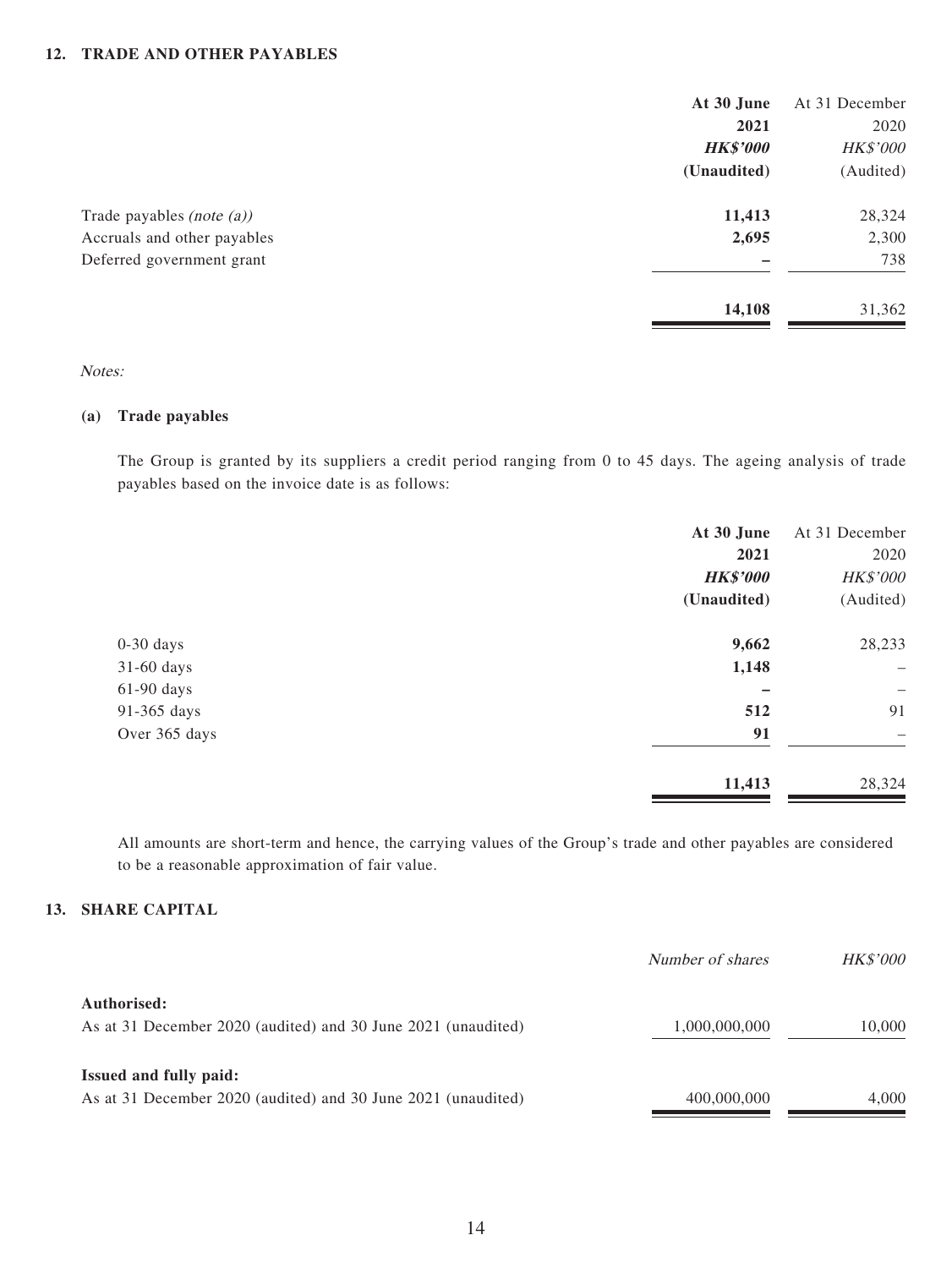## 12. TRADE AND OTHER PAYABLES

| | At 30 June 2021 HK$'000 (Unaudited) | At 31 December 2020 HK$'000 (Audited) |
|---|---|---|
| Trade payables *(note (a))* | **11,413** | 28,324 |
| Accruals and other payables | **2,695** | 2,300 |
| Deferred government grant | **–** | 738 |
| | **14,108** | 31,362 |

*Notes:*

**(a) Trade payables**

The Group is granted by its suppliers a credit period ranging from 0 to 45 days. The ageing analysis of trade payables based on the invoice date is as follows:

| | At 30 June 2021 HK$'000 (Unaudited) | At 31 December 2020 HK$'000 (Audited) |
|---|---|---|
| 0-30 days | **9,662** | 28,233 |
| 31-60 days | **1,148** | – |
| 61-90 days | **–** | – |
| 91-365 days | **512** | 91 |
| Over 365 days | **91** | – |
| | **11,413** | 28,324 |

All amounts are short-term and hence, the carrying values of the Group's trade and other payables are considered to be a reasonable approximation of fair value.

## 13. SHARE CAPITAL

| | *Number of shares* | *HK$'000* |
|---|---|---|
| **Authorised:** | | |
| As at 31 December 2020 (audited) and 30 June 2021 (unaudited) | 1,000,000,000 | 10,000 |
| **Issued and fully paid:** | | |
| As at 31 December 2020 (audited) and 30 June 2021 (unaudited) | 400,000,000 | 4,000 |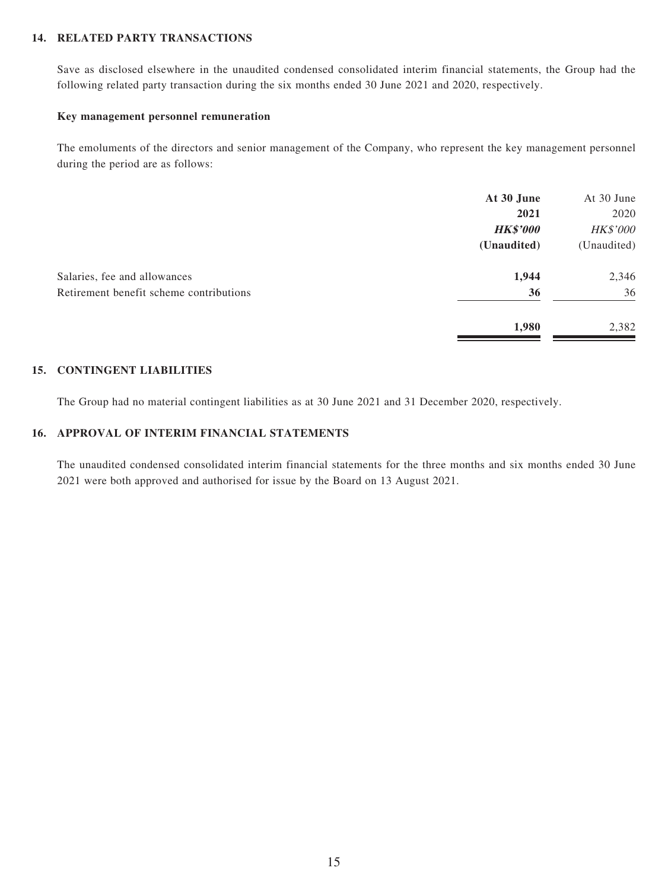## 14. RELATED PARTY TRANSACTIONS

Save as disclosed elsewhere in the unaudited condensed consolidated interim financial statements, the Group had the following related party transaction during the six months ended 30 June 2021 and 2020, respectively.

### Key management personnel remuneration

The emoluments of the directors and senior management of the Company, who represent the key management personnel during the period are as follows:

| | **At 30 June 2021** | At 30 June 2020 |
|---|---|---|
| | ***HK$'000*** | *HK$'000* |
| | **(Unaudited)** | (Unaudited) |
| Salaries, fee and allowances | **1,944** | 2,346 |
| Retirement benefit scheme contributions | **36** | 36 |
| | **1,980** | 2,382 |

## 15. CONTINGENT LIABILITIES

The Group had no material contingent liabilities as at 30 June 2021 and 31 December 2020, respectively.

## 16. APPROVAL OF INTERIM FINANCIAL STATEMENTS

The unaudited condensed consolidated interim financial statements for the three months and six months ended 30 June 2021 were both approved and authorised for issue by the Board on 13 August 2021.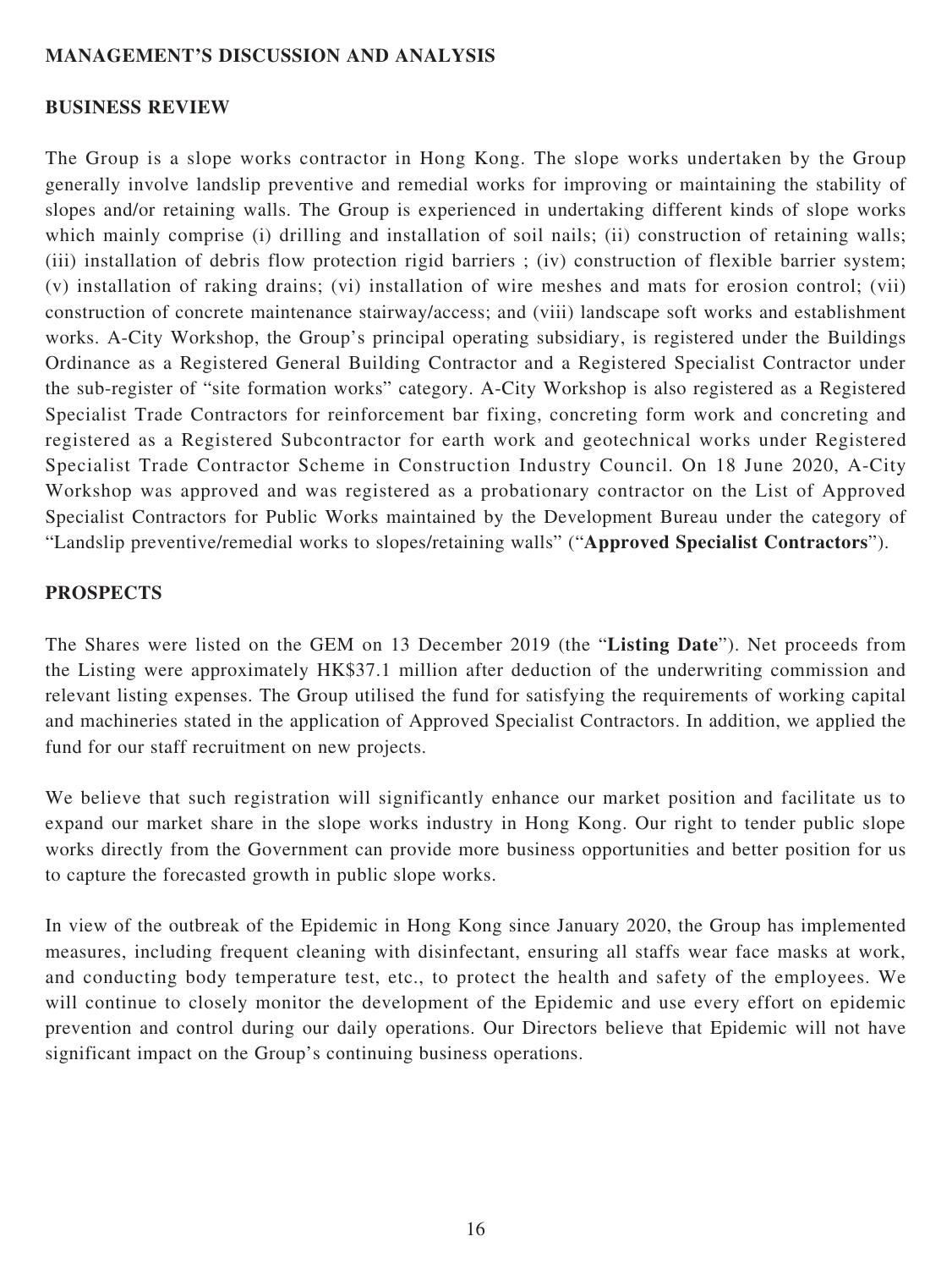## MANAGEMENT'S DISCUSSION AND ANALYSIS

### BUSINESS REVIEW

The Group is a slope works contractor in Hong Kong. The slope works undertaken by the Group generally involve landslip preventive and remedial works for improving or maintaining the stability of slopes and/or retaining walls. The Group is experienced in undertaking different kinds of slope works which mainly comprise (i) drilling and installation of soil nails; (ii) construction of retaining walls; (iii) installation of debris flow protection rigid barriers ; (iv) construction of flexible barrier system; (v) installation of raking drains; (vi) installation of wire meshes and mats for erosion control; (vii) construction of concrete maintenance stairway/access; and (viii) landscape soft works and establishment works. A-City Workshop, the Group's principal operating subsidiary, is registered under the Buildings Ordinance as a Registered General Building Contractor and a Registered Specialist Contractor under the sub-register of "site formation works" category. A-City Workshop is also registered as a Registered Specialist Trade Contractors for reinforcement bar fixing, concreting form work and concreting and registered as a Registered Subcontractor for earth work and geotechnical works under Registered Specialist Trade Contractor Scheme in Construction Industry Council. On 18 June 2020, A-City Workshop was approved and was registered as a probationary contractor on the List of Approved Specialist Contractors for Public Works maintained by the Development Bureau under the category of "Landslip preventive/remedial works to slopes/retaining walls" ("**Approved Specialist Contractors**").

### PROSPECTS

The Shares were listed on the GEM on 13 December 2019 (the "**Listing Date**"). Net proceeds from the Listing were approximately HK$37.1 million after deduction of the underwriting commission and relevant listing expenses. The Group utilised the fund for satisfying the requirements of working capital and machineries stated in the application of Approved Specialist Contractors. In addition, we applied the fund for our staff recruitment on new projects.

We believe that such registration will significantly enhance our market position and facilitate us to expand our market share in the slope works industry in Hong Kong. Our right to tender public slope works directly from the Government can provide more business opportunities and better position for us to capture the forecasted growth in public slope works.

In view of the outbreak of the Epidemic in Hong Kong since January 2020, the Group has implemented measures, including frequent cleaning with disinfectant, ensuring all staffs wear face masks at work, and conducting body temperature test, etc., to protect the health and safety of the employees. We will continue to closely monitor the development of the Epidemic and use every effort on epidemic prevention and control during our daily operations. Our Directors believe that Epidemic will not have significant impact on the Group's continuing business operations.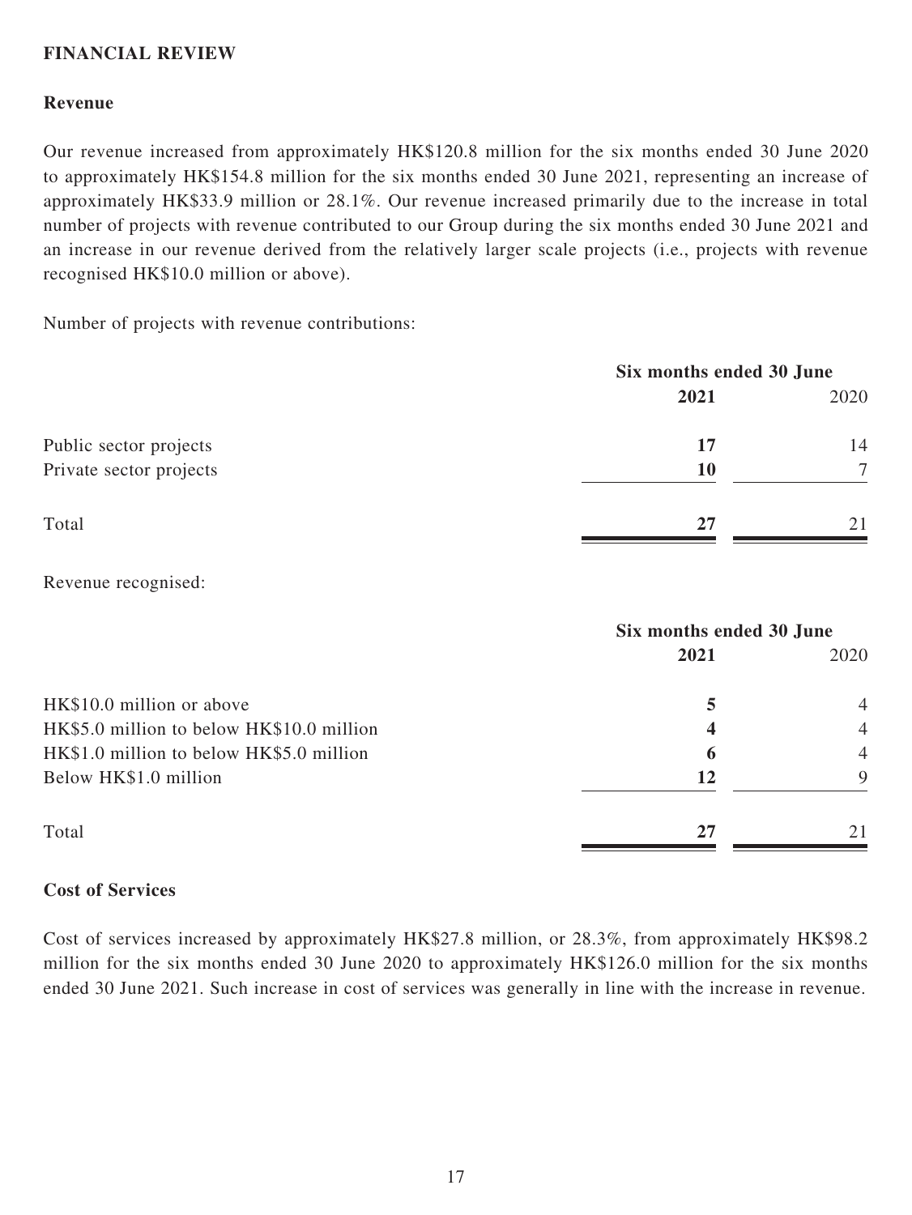## FINANCIAL REVIEW

### Revenue

Our revenue increased from approximately HK$120.8 million for the six months ended 30 June 2020 to approximately HK$154.8 million for the six months ended 30 June 2021, representing an increase of approximately HK$33.9 million or 28.1%. Our revenue increased primarily due to the increase in total number of projects with revenue contributed to our Group during the six months ended 30 June 2021 and an increase in our revenue derived from the relatively larger scale projects (i.e., projects with revenue recognised HK$10.0 million or above).

Number of projects with revenue contributions:

| | Six months ended 30 June | |
|---|---|---|
| | **2021** | 2020 |
| Public sector projects | **17** | 14 |
| Private sector projects | **10** | 7 |
| Total | **27** | 21 |

Revenue recognised:

| | Six months ended 30 June | |
|---|---|---|
| | **2021** | 2020 |
| HK$10.0 million or above | **5** | 4 |
| HK$5.0 million to below HK$10.0 million | **4** | 4 |
| HK$1.0 million to below HK$5.0 million | **6** | 4 |
| Below HK$1.0 million | **12** | 9 |
| Total | **27** | 21 |

### Cost of Services

Cost of services increased by approximately HK$27.8 million, or 28.3%, from approximately HK$98.2 million for the six months ended 30 June 2020 to approximately HK$126.0 million for the six months ended 30 June 2021. Such increase in cost of services was generally in line with the increase in revenue.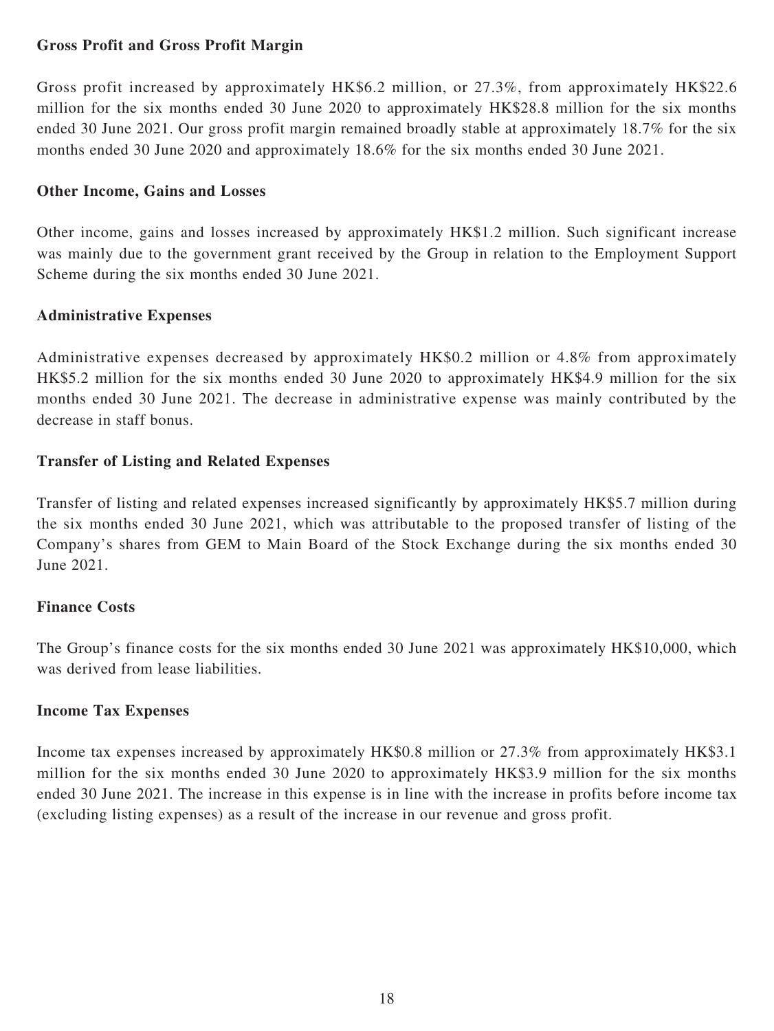**Gross Profit and Gross Profit Margin**

Gross profit increased by approximately HK$6.2 million, or 27.3%, from approximately HK$22.6 million for the six months ended 30 June 2020 to approximately HK$28.8 million for the six months ended 30 June 2021. Our gross profit margin remained broadly stable at approximately 18.7% for the six months ended 30 June 2020 and approximately 18.6% for the six months ended 30 June 2021.

**Other Income, Gains and Losses**

Other income, gains and losses increased by approximately HK$1.2 million. Such significant increase was mainly due to the government grant received by the Group in relation to the Employment Support Scheme during the six months ended 30 June 2021.

**Administrative Expenses**

Administrative expenses decreased by approximately HK$0.2 million or 4.8% from approximately HK$5.2 million for the six months ended 30 June 2020 to approximately HK$4.9 million for the six months ended 30 June 2021. The decrease in administrative expense was mainly contributed by the decrease in staff bonus.

**Transfer of Listing and Related Expenses**

Transfer of listing and related expenses increased significantly by approximately HK$5.7 million during the six months ended 30 June 2021, which was attributable to the proposed transfer of listing of the Company's shares from GEM to Main Board of the Stock Exchange during the six months ended 30 June 2021.

**Finance Costs**

The Group's finance costs for the six months ended 30 June 2021 was approximately HK$10,000, which was derived from lease liabilities.

**Income Tax Expenses**

Income tax expenses increased by approximately HK$0.8 million or 27.3% from approximately HK$3.1 million for the six months ended 30 June 2020 to approximately HK$3.9 million for the six months ended 30 June 2021. The increase in this expense is in line with the increase in profits before income tax (excluding listing expenses) as a result of the increase in our revenue and gross profit.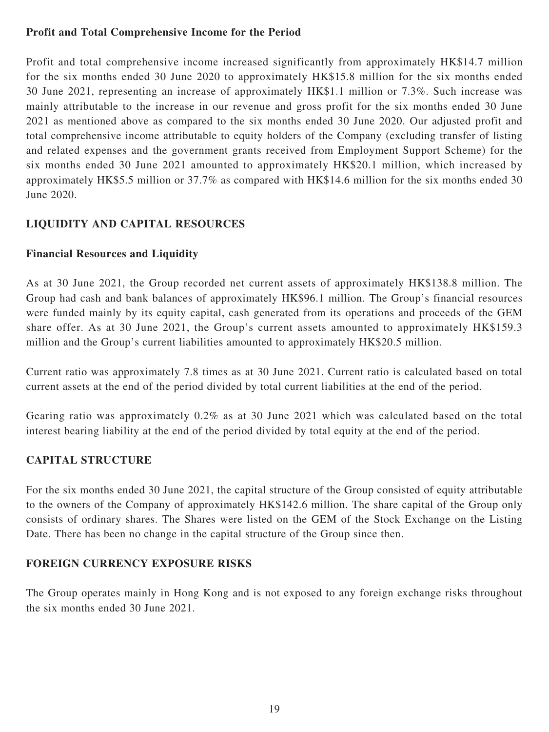**Profit and Total Comprehensive Income for the Period**

Profit and total comprehensive income increased significantly from approximately HK$14.7 million for the six months ended 30 June 2020 to approximately HK$15.8 million for the six months ended 30 June 2021, representing an increase of approximately HK$1.1 million or 7.3%. Such increase was mainly attributable to the increase in our revenue and gross profit for the six months ended 30 June 2021 as mentioned above as compared to the six months ended 30 June 2020. Our adjusted profit and total comprehensive income attributable to equity holders of the Company (excluding transfer of listing and related expenses and the government grants received from Employment Support Scheme) for the six months ended 30 June 2021 amounted to approximately HK$20.1 million, which increased by approximately HK$5.5 million or 37.7% as compared with HK$14.6 million for the six months ended 30 June 2020.

## LIQUIDITY AND CAPITAL RESOURCES

**Financial Resources and Liquidity**

As at 30 June 2021, the Group recorded net current assets of approximately HK$138.8 million. The Group had cash and bank balances of approximately HK$96.1 million. The Group's financial resources were funded mainly by its equity capital, cash generated from its operations and proceeds of the GEM share offer. As at 30 June 2021, the Group's current assets amounted to approximately HK$159.3 million and the Group's current liabilities amounted to approximately HK$20.5 million.

Current ratio was approximately 7.8 times as at 30 June 2021. Current ratio is calculated based on total current assets at the end of the period divided by total current liabilities at the end of the period.

Gearing ratio was approximately 0.2% as at 30 June 2021 which was calculated based on the total interest bearing liability at the end of the period divided by total equity at the end of the period.

## CAPITAL STRUCTURE

For the six months ended 30 June 2021, the capital structure of the Group consisted of equity attributable to the owners of the Company of approximately HK$142.6 million. The share capital of the Group only consists of ordinary shares. The Shares were listed on the GEM of the Stock Exchange on the Listing Date. There has been no change in the capital structure of the Group since then.

## FOREIGN CURRENCY EXPOSURE RISKS

The Group operates mainly in Hong Kong and is not exposed to any foreign exchange risks throughout the six months ended 30 June 2021.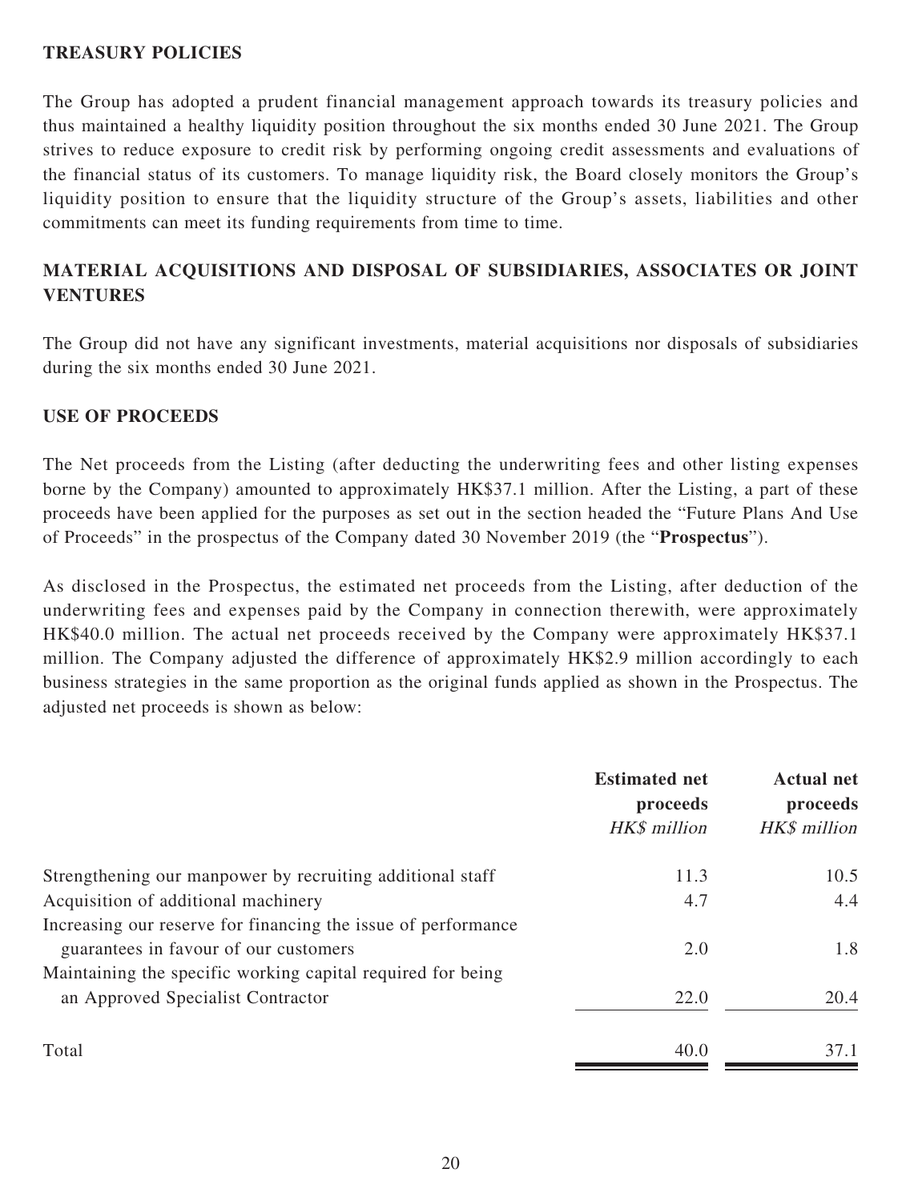## TREASURY POLICIES

The Group has adopted a prudent financial management approach towards its treasury policies and thus maintained a healthy liquidity position throughout the six months ended 30 June 2021. The Group strives to reduce exposure to credit risk by performing ongoing credit assessments and evaluations of the financial status of its customers. To manage liquidity risk, the Board closely monitors the Group's liquidity position to ensure that the liquidity structure of the Group's assets, liabilities and other commitments can meet its funding requirements from time to time.

## MATERIAL ACQUISITIONS AND DISPOSAL OF SUBSIDIARIES, ASSOCIATES OR JOINT VENTURES

The Group did not have any significant investments, material acquisitions nor disposals of subsidiaries during the six months ended 30 June 2021.

## USE OF PROCEEDS

The Net proceeds from the Listing (after deducting the underwriting fees and other listing expenses borne by the Company) amounted to approximately HK$37.1 million. After the Listing, a part of these proceeds have been applied for the purposes as set out in the section headed the "Future Plans And Use of Proceeds" in the prospectus of the Company dated 30 November 2019 (the "**Prospectus**").

As disclosed in the Prospectus, the estimated net proceeds from the Listing, after deduction of the underwriting fees and expenses paid by the Company in connection therewith, were approximately HK$40.0 million. The actual net proceeds received by the Company were approximately HK$37.1 million. The Company adjusted the difference of approximately HK$2.9 million accordingly to each business strategies in the same proportion as the original funds applied as shown in the Prospectus. The adjusted net proceeds is shown as below:

| | **Estimated net proceeds** *HK$ million* | **Actual net proceeds** *HK$ million* |
|---|---|---|
| Strengthening our manpower by recruiting additional staff | 11.3 | 10.5 |
| Acquisition of additional machinery | 4.7 | 4.4 |
| Increasing our reserve for financing the issue of performance guarantees in favour of our customers | 2.0 | 1.8 |
| Maintaining the specific working capital required for being an Approved Specialist Contractor | 22.0 | 20.4 |
| Total | 40.0 | 37.1 |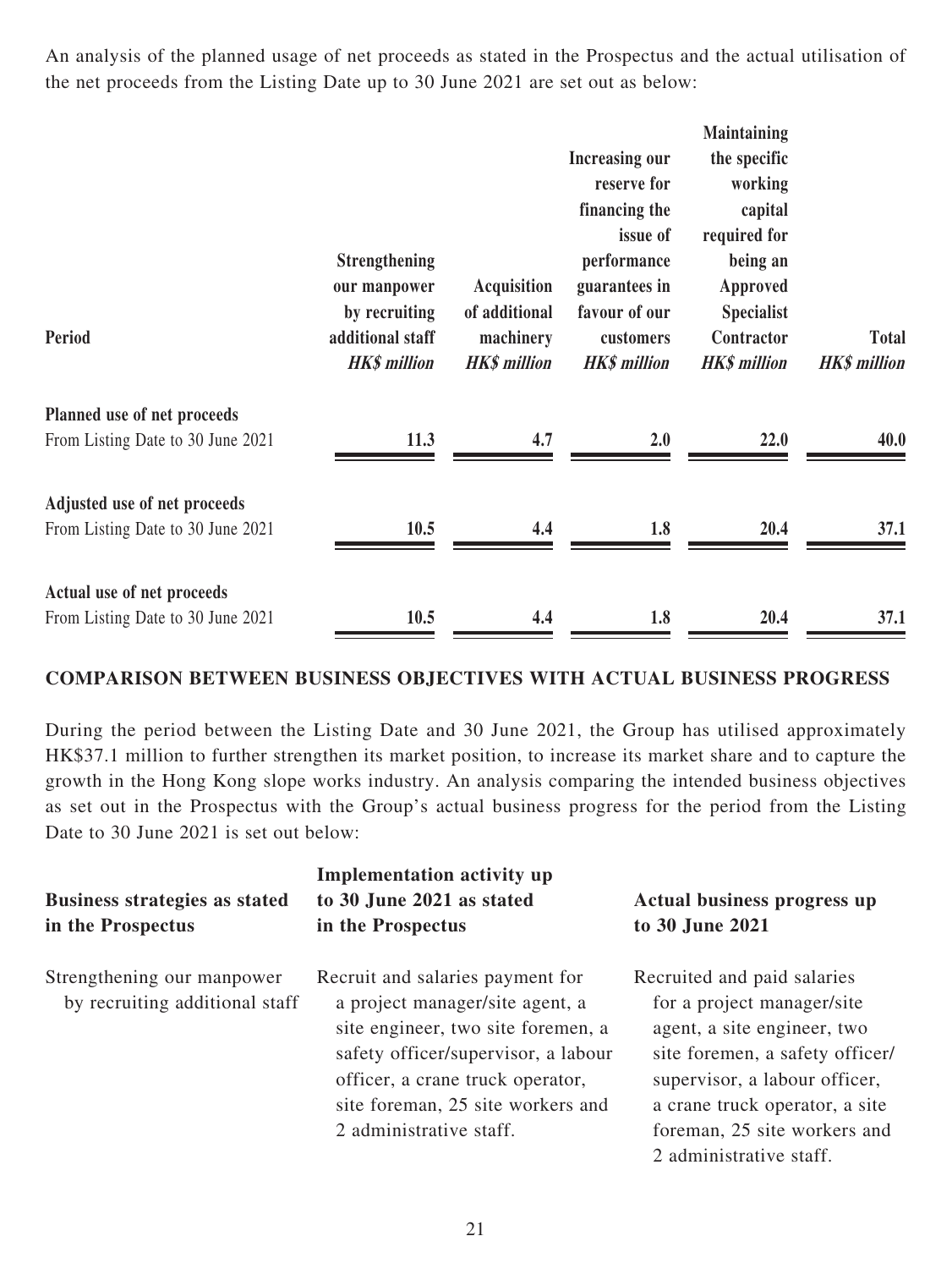An analysis of the planned usage of net proceeds as stated in the Prospectus and the actual utilisation of the net proceeds from the Listing Date up to 30 June 2021 are set out as below:

| Period | Strengthening our manpower by recruiting additional staff *HK$ million* | Acquisition of additional machinery *HK$ million* | Increasing our reserve for financing the issue of performance guarantees in favour of our customers *HK$ million* | Maintaining the specific working capital required for being an Approved Specialist Contractor *HK$ million* | Total *HK$ million* |
|---|---|---|---|---|---|
| **Planned use of net proceeds** | | | | | |
| From Listing Date to 30 June 2021 | 11.3 | 4.7 | 2.0 | 22.0 | 40.0 |
| **Adjusted use of net proceeds** | | | | | |
| From Listing Date to 30 June 2021 | 10.5 | 4.4 | 1.8 | 20.4 | 37.1 |
| **Actual use of net proceeds** | | | | | |
| From Listing Date to 30 June 2021 | 10.5 | 4.4 | 1.8 | 20.4 | 37.1 |

## COMPARISON BETWEEN BUSINESS OBJECTIVES WITH ACTUAL BUSINESS PROGRESS

During the period between the Listing Date and 30 June 2021, the Group has utilised approximately HK$37.1 million to further strengthen its market position, to increase its market share and to capture the growth in the Hong Kong slope works industry. An analysis comparing the intended business objectives as set out in the Prospectus with the Group's actual business progress for the period from the Listing Date to 30 June 2021 is set out below:

| Business strategies as stated in the Prospectus | Implementation activity up to 30 June 2021 as stated in the Prospectus | Actual business progress up to 30 June 2021 |
|---|---|---|
| Strengthening our manpower by recruiting additional staff | Recruit and salaries payment for a project manager/site agent, a site engineer, two site foremen, a safety officer/supervisor, a labour officer, a crane truck operator, site foreman, 25 site workers and 2 administrative staff. | Recruited and paid salaries for a project manager/site agent, a site engineer, two site foremen, a safety officer/supervisor, a labour officer, a crane truck operator, a site foreman, 25 site workers and 2 administrative staff. |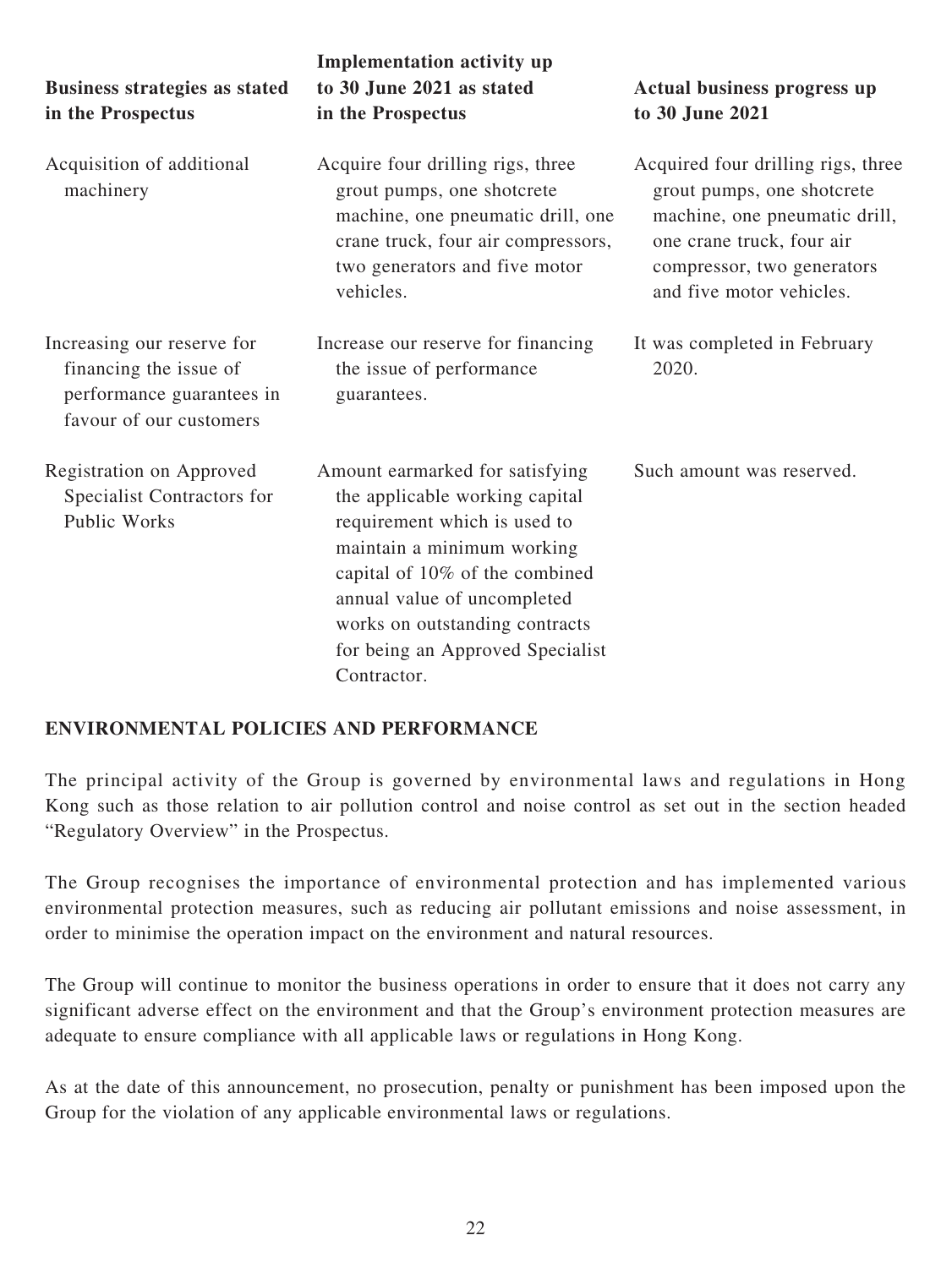| Business strategies as stated in the Prospectus | Implementation activity up to 30 June 2021 as stated in the Prospectus | Actual business progress up to 30 June 2021 |
|---|---|---|
| Acquisition of additional machinery | Acquire four drilling rigs, three grout pumps, one shotcrete machine, one pneumatic drill, one crane truck, four air compressors, two generators and five motor vehicles. | Acquired four drilling rigs, three grout pumps, one shotcrete machine, one pneumatic drill, one crane truck, four air compressor, two generators and five motor vehicles. |
| Increasing our reserve for financing the issue of performance guarantees in favour of our customers | Increase our reserve for financing the issue of performance guarantees. | It was completed in February 2020. |
| Registration on Approved Specialist Contractors for Public Works | Amount earmarked for satisfying the applicable working capital requirement which is used to maintain a minimum working capital of 10% of the combined annual value of uncompleted works on outstanding contracts for being an Approved Specialist Contractor. | Such amount was reserved. |

## ENVIRONMENTAL POLICIES AND PERFORMANCE

The principal activity of the Group is governed by environmental laws and regulations in Hong Kong such as those relation to air pollution control and noise control as set out in the section headed "Regulatory Overview" in the Prospectus.

The Group recognises the importance of environmental protection and has implemented various environmental protection measures, such as reducing air pollutant emissions and noise assessment, in order to minimise the operation impact on the environment and natural resources.

The Group will continue to monitor the business operations in order to ensure that it does not carry any significant adverse effect on the environment and that the Group's environment protection measures are adequate to ensure compliance with all applicable laws or regulations in Hong Kong.

As at the date of this announcement, no prosecution, penalty or punishment has been imposed upon the Group for the violation of any applicable environmental laws or regulations.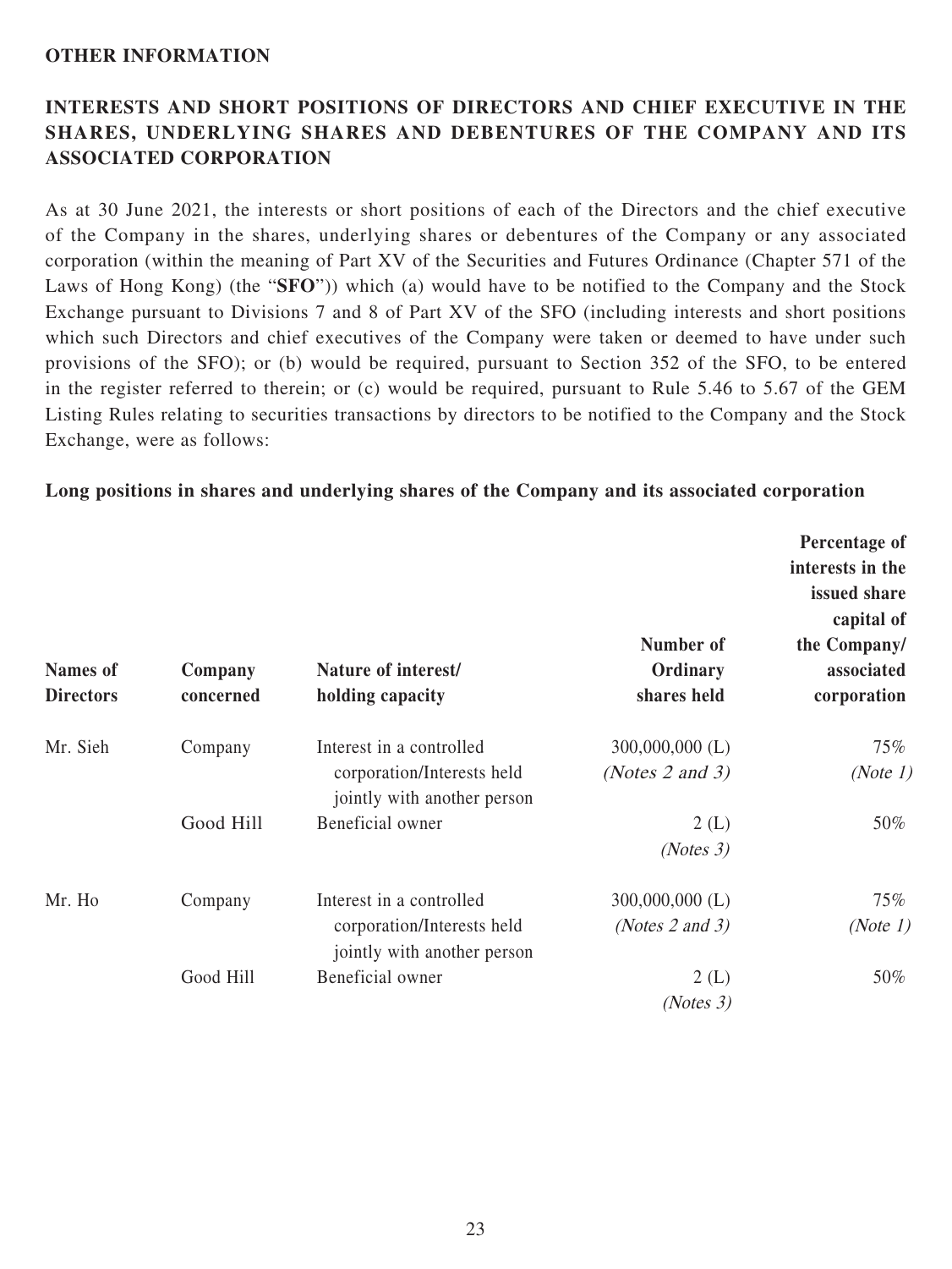**OTHER INFORMATION**

**INTERESTS AND SHORT POSITIONS OF DIRECTORS AND CHIEF EXECUTIVE IN THE SHARES, UNDERLYING SHARES AND DEBENTURES OF THE COMPANY AND ITS ASSOCIATED CORPORATION**

As at 30 June 2021, the interests or short positions of each of the Directors and the chief executive of the Company in the shares, underlying shares or debentures of the Company or any associated corporation (within the meaning of Part XV of the Securities and Futures Ordinance (Chapter 571 of the Laws of Hong Kong) (the "**SFO**")) which (a) would have to be notified to the Company and the Stock Exchange pursuant to Divisions 7 and 8 of Part XV of the SFO (including interests and short positions which such Directors and chief executives of the Company were taken or deemed to have under such provisions of the SFO); or (b) would be required, pursuant to Section 352 of the SFO, to be entered in the register referred to therein; or (c) would be required, pursuant to Rule 5.46 to 5.67 of the GEM Listing Rules relating to securities transactions by directors to be notified to the Company and the Stock Exchange, were as follows:

**Long positions in shares and underlying shares of the Company and its associated corporation**

| Names of Directors | Company concerned | Nature of interest/ holding capacity | Number of Ordinary shares held | Percentage of interests in the issued share capital of the Company/ associated corporation |
|---|---|---|---|---|
| Mr. Sieh | Company | Interest in a controlled corporation/Interests held jointly with another person | 300,000,000 (L) *(Notes 2 and 3)* | 75% *(Note 1)* |
| | Good Hill | Beneficial owner | 2 (L) *(Notes 3)* | 50% |
| Mr. Ho | Company | Interest in a controlled corporation/Interests held jointly with another person | 300,000,000 (L) *(Notes 2 and 3)* | 75% *(Note 1)* |
| | Good Hill | Beneficial owner | 2 (L) *(Notes 3)* | 50% |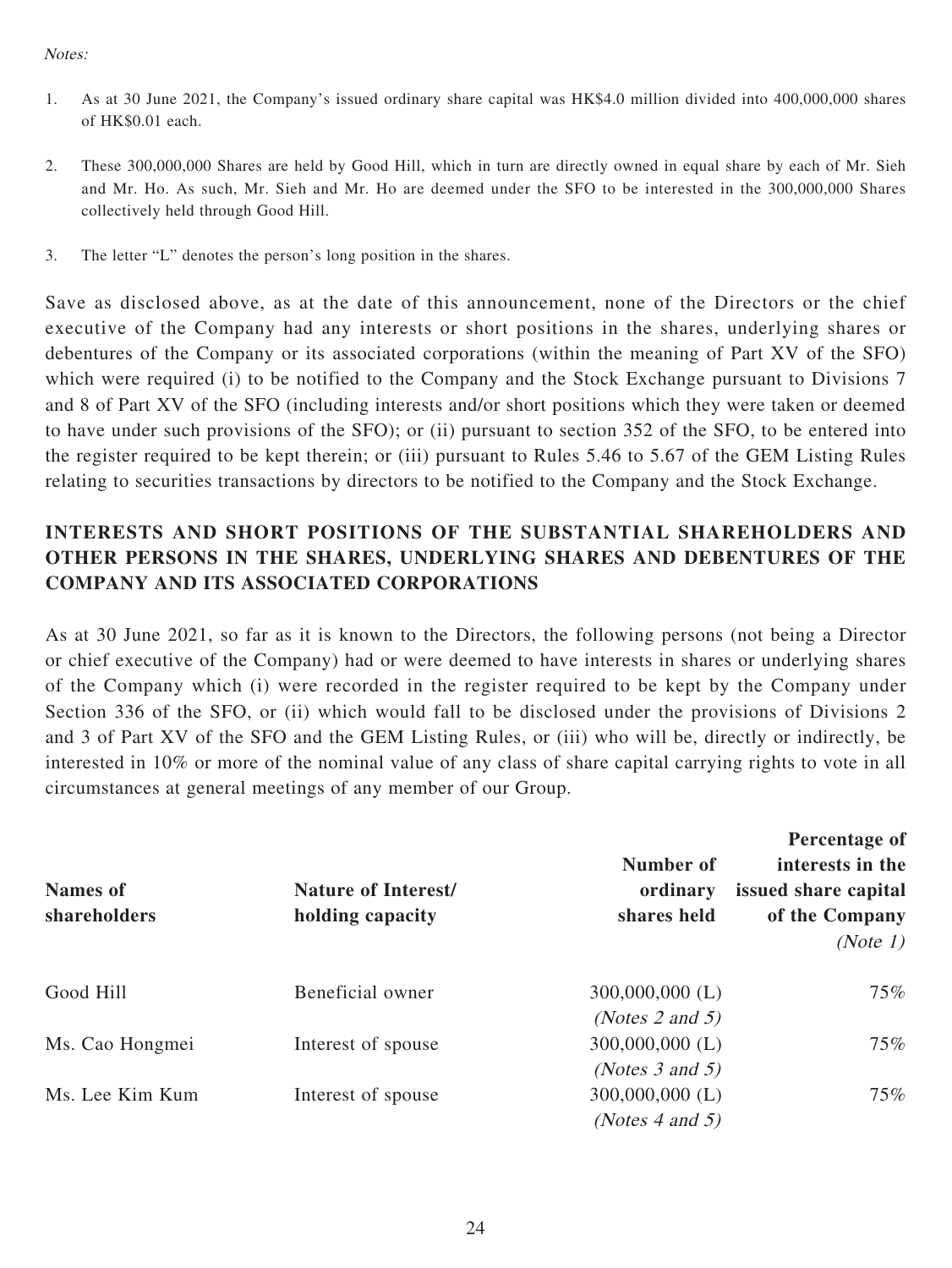*Notes:*

1. As at 30 June 2021, the Company's issued ordinary share capital was HK$4.0 million divided into 400,000,000 shares of HK$0.01 each.

2. These 300,000,000 Shares are held by Good Hill, which in turn are directly owned in equal share by each of Mr. Sieh and Mr. Ho. As such, Mr. Sieh and Mr. Ho are deemed under the SFO to be interested in the 300,000,000 Shares collectively held through Good Hill.

3. The letter "L" denotes the person's long position in the shares.

Save as disclosed above, as at the date of this announcement, none of the Directors or the chief executive of the Company had any interests or short positions in the shares, underlying shares or debentures of the Company or its associated corporations (within the meaning of Part XV of the SFO) which were required (i) to be notified to the Company and the Stock Exchange pursuant to Divisions 7 and 8 of Part XV of the SFO (including interests and/or short positions which they were taken or deemed to have under such provisions of the SFO); or (ii) pursuant to section 352 of the SFO, to be entered into the register required to be kept therein; or (iii) pursuant to Rules 5.46 to 5.67 of the GEM Listing Rules relating to securities transactions by directors to be notified to the Company and the Stock Exchange.

## INTERESTS AND SHORT POSITIONS OF THE SUBSTANTIAL SHAREHOLDERS AND OTHER PERSONS IN THE SHARES, UNDERLYING SHARES AND DEBENTURES OF THE COMPANY AND ITS ASSOCIATED CORPORATIONS

As at 30 June 2021, so far as it is known to the Directors, the following persons (not being a Director or chief executive of the Company) had or were deemed to have interests in shares or underlying shares of the Company which (i) were recorded in the register required to be kept by the Company under Section 336 of the SFO, or (ii) which would fall to be disclosed under the provisions of Divisions 2 and 3 of Part XV of the SFO and the GEM Listing Rules, or (iii) who will be, directly or indirectly, be interested in 10% or more of the nominal value of any class of share capital carrying rights to vote in all circumstances at general meetings of any member of our Group.

| Names of shareholders | Nature of Interest/ holding capacity | Number of ordinary shares held | Percentage of interests in the issued share capital of the Company *(Note 1)* |
|---|---|---|---|
| Good Hill | Beneficial owner | 300,000,000 (L) *(Notes 2 and 5)* | 75% |
| Ms. Cao Hongmei | Interest of spouse | 300,000,000 (L) *(Notes 3 and 5)* | 75% |
| Ms. Lee Kim Kum | Interest of spouse | 300,000,000 (L) *(Notes 4 and 5)* | 75% |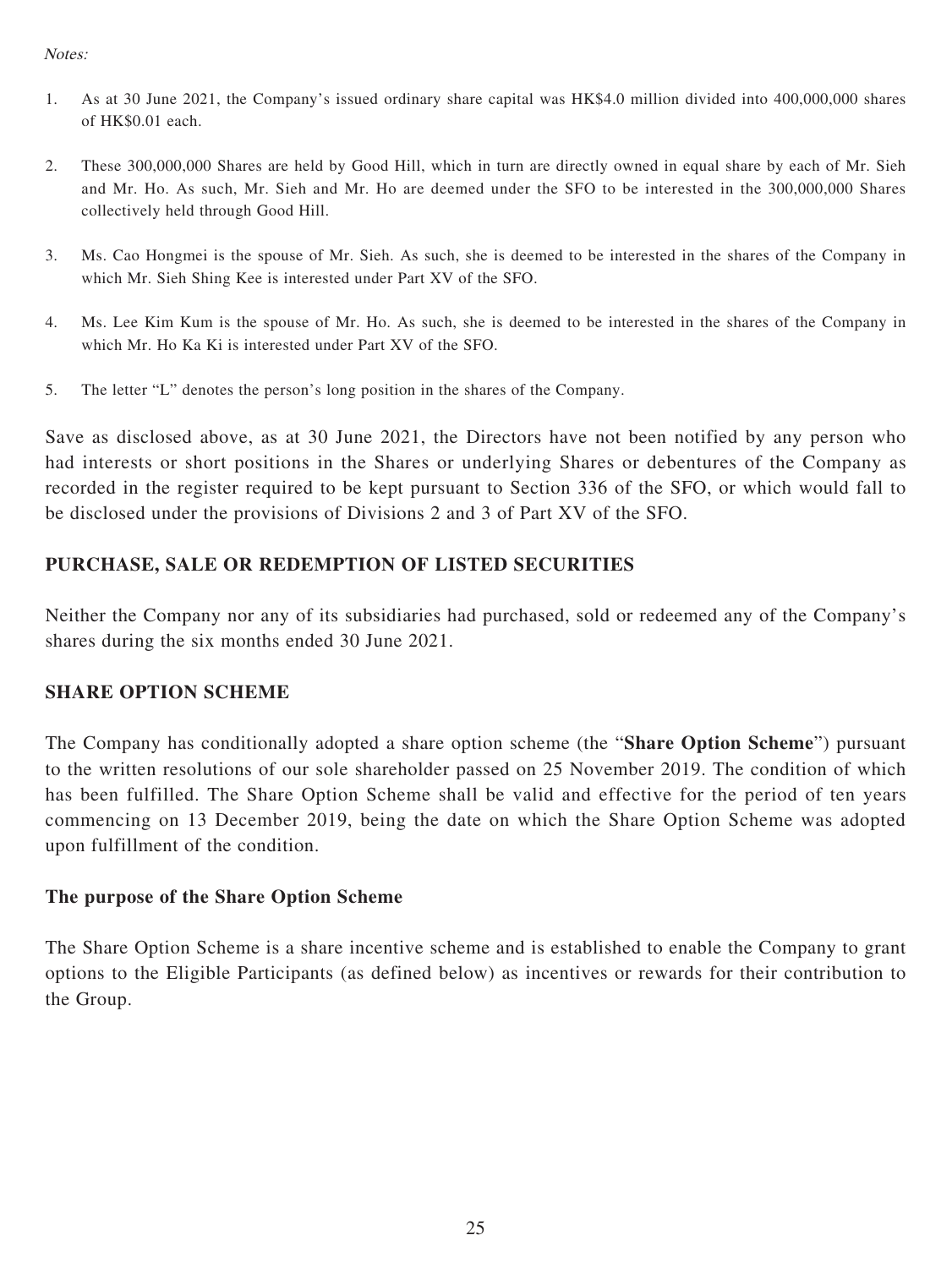*Notes:*

1. As at 30 June 2021, the Company's issued ordinary share capital was HK$4.0 million divided into 400,000,000 shares of HK$0.01 each.

2. These 300,000,000 Shares are held by Good Hill, which in turn are directly owned in equal share by each of Mr. Sieh and Mr. Ho. As such, Mr. Sieh and Mr. Ho are deemed under the SFO to be interested in the 300,000,000 Shares collectively held through Good Hill.

3. Ms. Cao Hongmei is the spouse of Mr. Sieh. As such, she is deemed to be interested in the shares of the Company in which Mr. Sieh Shing Kee is interested under Part XV of the SFO.

4. Ms. Lee Kim Kum is the spouse of Mr. Ho. As such, she is deemed to be interested in the shares of the Company in which Mr. Ho Ka Ki is interested under Part XV of the SFO.

5. The letter "L" denotes the person's long position in the shares of the Company.

Save as disclosed above, as at 30 June 2021, the Directors have not been notified by any person who had interests or short positions in the Shares or underlying Shares or debentures of the Company as recorded in the register required to be kept pursuant to Section 336 of the SFO, or which would fall to be disclosed under the provisions of Divisions 2 and 3 of Part XV of the SFO.

## PURCHASE, SALE OR REDEMPTION OF LISTED SECURITIES

Neither the Company nor any of its subsidiaries had purchased, sold or redeemed any of the Company's shares during the six months ended 30 June 2021.

## SHARE OPTION SCHEME

The Company has conditionally adopted a share option scheme (the "**Share Option Scheme**") pursuant to the written resolutions of our sole shareholder passed on 25 November 2019. The condition of which has been fulfilled. The Share Option Scheme shall be valid and effective for the period of ten years commencing on 13 December 2019, being the date on which the Share Option Scheme was adopted upon fulfillment of the condition.

### The purpose of the Share Option Scheme

The Share Option Scheme is a share incentive scheme and is established to enable the Company to grant options to the Eligible Participants (as defined below) as incentives or rewards for their contribution to the Group.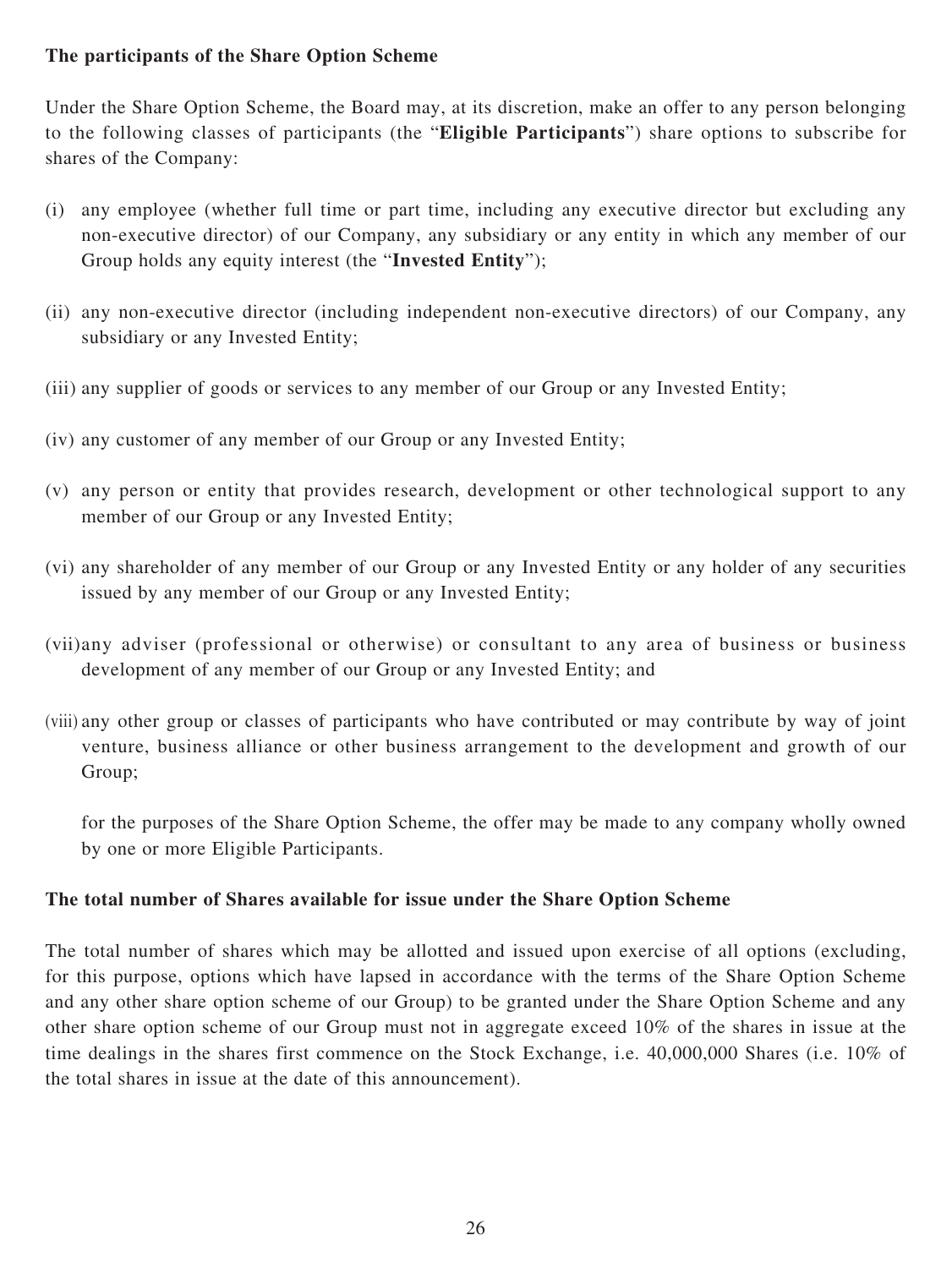**The participants of the Share Option Scheme**

Under the Share Option Scheme, the Board may, at its discretion, make an offer to any person belonging to the following classes of participants (the "**Eligible Participants**") share options to subscribe for shares of the Company:

(i) any employee (whether full time or part time, including any executive director but excluding any non-executive director) of our Company, any subsidiary or any entity in which any member of our Group holds any equity interest (the "**Invested Entity**");

(ii) any non-executive director (including independent non-executive directors) of our Company, any subsidiary or any Invested Entity;

(iii) any supplier of goods or services to any member of our Group or any Invested Entity;

(iv) any customer of any member of our Group or any Invested Entity;

(v) any person or entity that provides research, development or other technological support to any member of our Group or any Invested Entity;

(vi) any shareholder of any member of our Group or any Invested Entity or any holder of any securities issued by any member of our Group or any Invested Entity;

(vii) any adviser (professional or otherwise) or consultant to any area of business or business development of any member of our Group or any Invested Entity; and

(viii) any other group or classes of participants who have contributed or may contribute by way of joint venture, business alliance or other business arrangement to the development and growth of our Group;

for the purposes of the Share Option Scheme, the offer may be made to any company wholly owned by one or more Eligible Participants.

**The total number of Shares available for issue under the Share Option Scheme**

The total number of shares which may be allotted and issued upon exercise of all options (excluding, for this purpose, options which have lapsed in accordance with the terms of the Share Option Scheme and any other share option scheme of our Group) to be granted under the Share Option Scheme and any other share option scheme of our Group must not in aggregate exceed 10% of the shares in issue at the time dealings in the shares first commence on the Stock Exchange, i.e. 40,000,000 Shares (i.e. 10% of the total shares in issue at the date of this announcement).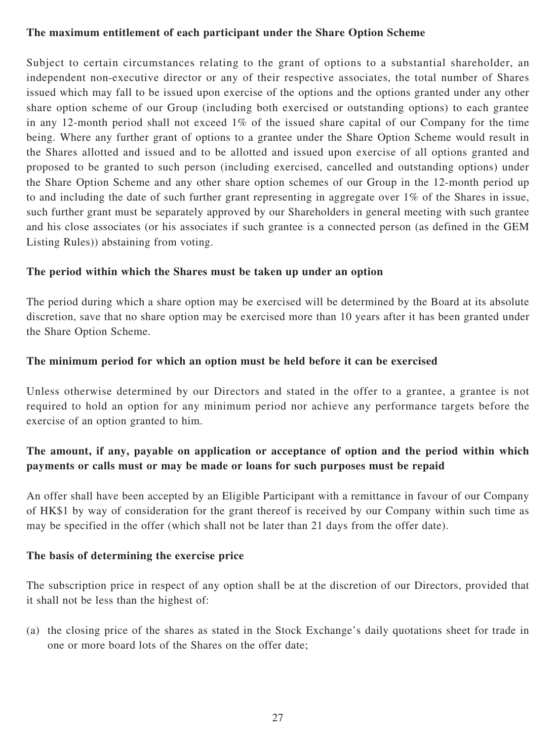**The maximum entitlement of each participant under the Share Option Scheme**

Subject to certain circumstances relating to the grant of options to a substantial shareholder, an independent non-executive director or any of their respective associates, the total number of Shares issued which may fall to be issued upon exercise of the options and the options granted under any other share option scheme of our Group (including both exercised or outstanding options) to each grantee in any 12-month period shall not exceed 1% of the issued share capital of our Company for the time being. Where any further grant of options to a grantee under the Share Option Scheme would result in the Shares allotted and issued and to be allotted and issued upon exercise of all options granted and proposed to be granted to such person (including exercised, cancelled and outstanding options) under the Share Option Scheme and any other share option schemes of our Group in the 12-month period up to and including the date of such further grant representing in aggregate over 1% of the Shares in issue, such further grant must be separately approved by our Shareholders in general meeting with such grantee and his close associates (or his associates if such grantee is a connected person (as defined in the GEM Listing Rules)) abstaining from voting.

**The period within which the Shares must be taken up under an option**

The period during which a share option may be exercised will be determined by the Board at its absolute discretion, save that no share option may be exercised more than 10 years after it has been granted under the Share Option Scheme.

**The minimum period for which an option must be held before it can be exercised**

Unless otherwise determined by our Directors and stated in the offer to a grantee, a grantee is not required to hold an option for any minimum period nor achieve any performance targets before the exercise of an option granted to him.

**The amount, if any, payable on application or acceptance of option and the period within which payments or calls must or may be made or loans for such purposes must be repaid**

An offer shall have been accepted by an Eligible Participant with a remittance in favour of our Company of HK$1 by way of consideration for the grant thereof is received by our Company within such time as may be specified in the offer (which shall not be later than 21 days from the offer date).

**The basis of determining the exercise price**

The subscription price in respect of any option shall be at the discretion of our Directors, provided that it shall not be less than the highest of:

(a) the closing price of the shares as stated in the Stock Exchange's daily quotations sheet for trade in one or more board lots of the Shares on the offer date;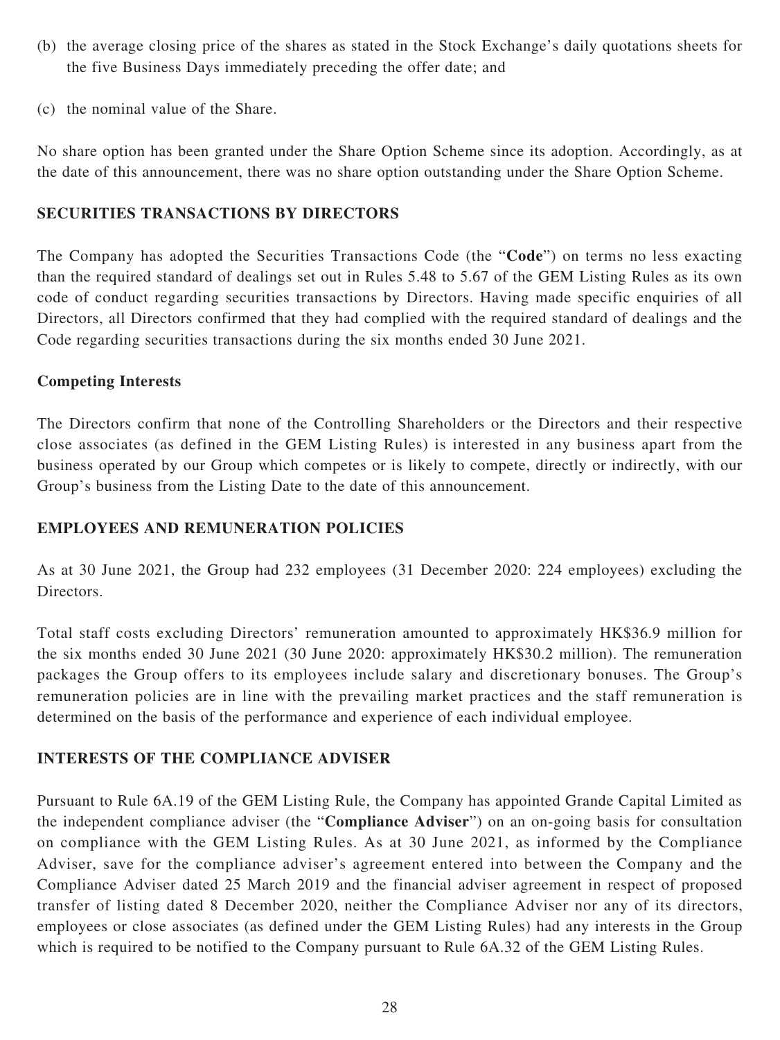(b) the average closing price of the shares as stated in the Stock Exchange's daily quotations sheets for the five Business Days immediately preceding the offer date; and

(c) the nominal value of the Share.

No share option has been granted under the Share Option Scheme since its adoption. Accordingly, as at the date of this announcement, there was no share option outstanding under the Share Option Scheme.

## SECURITIES TRANSACTIONS BY DIRECTORS

The Company has adopted the Securities Transactions Code (the "**Code**") on terms no less exacting than the required standard of dealings set out in Rules 5.48 to 5.67 of the GEM Listing Rules as its own code of conduct regarding securities transactions by Directors. Having made specific enquiries of all Directors, all Directors confirmed that they had complied with the required standard of dealings and the Code regarding securities transactions during the six months ended 30 June 2021.

### Competing Interests

The Directors confirm that none of the Controlling Shareholders or the Directors and their respective close associates (as defined in the GEM Listing Rules) is interested in any business apart from the business operated by our Group which competes or is likely to compete, directly or indirectly, with our Group's business from the Listing Date to the date of this announcement.

## EMPLOYEES AND REMUNERATION POLICIES

As at 30 June 2021, the Group had 232 employees (31 December 2020: 224 employees) excluding the Directors.

Total staff costs excluding Directors' remuneration amounted to approximately HK$36.9 million for the six months ended 30 June 2021 (30 June 2020: approximately HK$30.2 million). The remuneration packages the Group offers to its employees include salary and discretionary bonuses. The Group's remuneration policies are in line with the prevailing market practices and the staff remuneration is determined on the basis of the performance and experience of each individual employee.

## INTERESTS OF THE COMPLIANCE ADVISER

Pursuant to Rule 6A.19 of the GEM Listing Rule, the Company has appointed Grande Capital Limited as the independent compliance adviser (the "**Compliance Adviser**") on an on-going basis for consultation on compliance with the GEM Listing Rules. As at 30 June 2021, as informed by the Compliance Adviser, save for the compliance adviser's agreement entered into between the Company and the Compliance Adviser dated 25 March 2019 and the financial adviser agreement in respect of proposed transfer of listing dated 8 December 2020, neither the Compliance Adviser nor any of its directors, employees or close associates (as defined under the GEM Listing Rules) had any interests in the Group which is required to be notified to the Company pursuant to Rule 6A.32 of the GEM Listing Rules.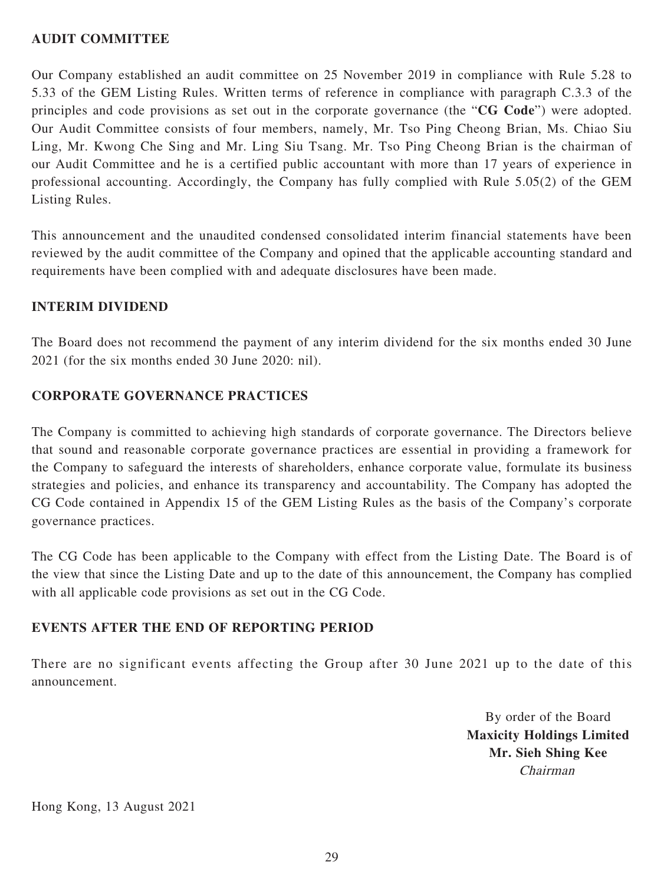## AUDIT COMMITTEE

Our Company established an audit committee on 25 November 2019 in compliance with Rule 5.28 to 5.33 of the GEM Listing Rules. Written terms of reference in compliance with paragraph C.3.3 of the principles and code provisions as set out in the corporate governance (the "**CG Code**") were adopted. Our Audit Committee consists of four members, namely, Mr. Tso Ping Cheong Brian, Ms. Chiao Siu Ling, Mr. Kwong Che Sing and Mr. Ling Siu Tsang. Mr. Tso Ping Cheong Brian is the chairman of our Audit Committee and he is a certified public accountant with more than 17 years of experience in professional accounting. Accordingly, the Company has fully complied with Rule 5.05(2) of the GEM Listing Rules.

This announcement and the unaudited condensed consolidated interim financial statements have been reviewed by the audit committee of the Company and opined that the applicable accounting standard and requirements have been complied with and adequate disclosures have been made.

## INTERIM DIVIDEND

The Board does not recommend the payment of any interim dividend for the six months ended 30 June 2021 (for the six months ended 30 June 2020: nil).

## CORPORATE GOVERNANCE PRACTICES

The Company is committed to achieving high standards of corporate governance. The Directors believe that sound and reasonable corporate governance practices are essential in providing a framework for the Company to safeguard the interests of shareholders, enhance corporate value, formulate its business strategies and policies, and enhance its transparency and accountability. The Company has adopted the CG Code contained in Appendix 15 of the GEM Listing Rules as the basis of the Company's corporate governance practices.

The CG Code has been applicable to the Company with effect from the Listing Date. The Board is of the view that since the Listing Date and up to the date of this announcement, the Company has complied with all applicable code provisions as set out in the CG Code.

## EVENTS AFTER THE END OF REPORTING PERIOD

There are no significant events affecting the Group after 30 June 2021 up to the date of this announcement.

By order of the Board
**Maxicity Holdings Limited**
**Mr. Sieh Shing Kee**
*Chairman*

Hong Kong, 13 August 2021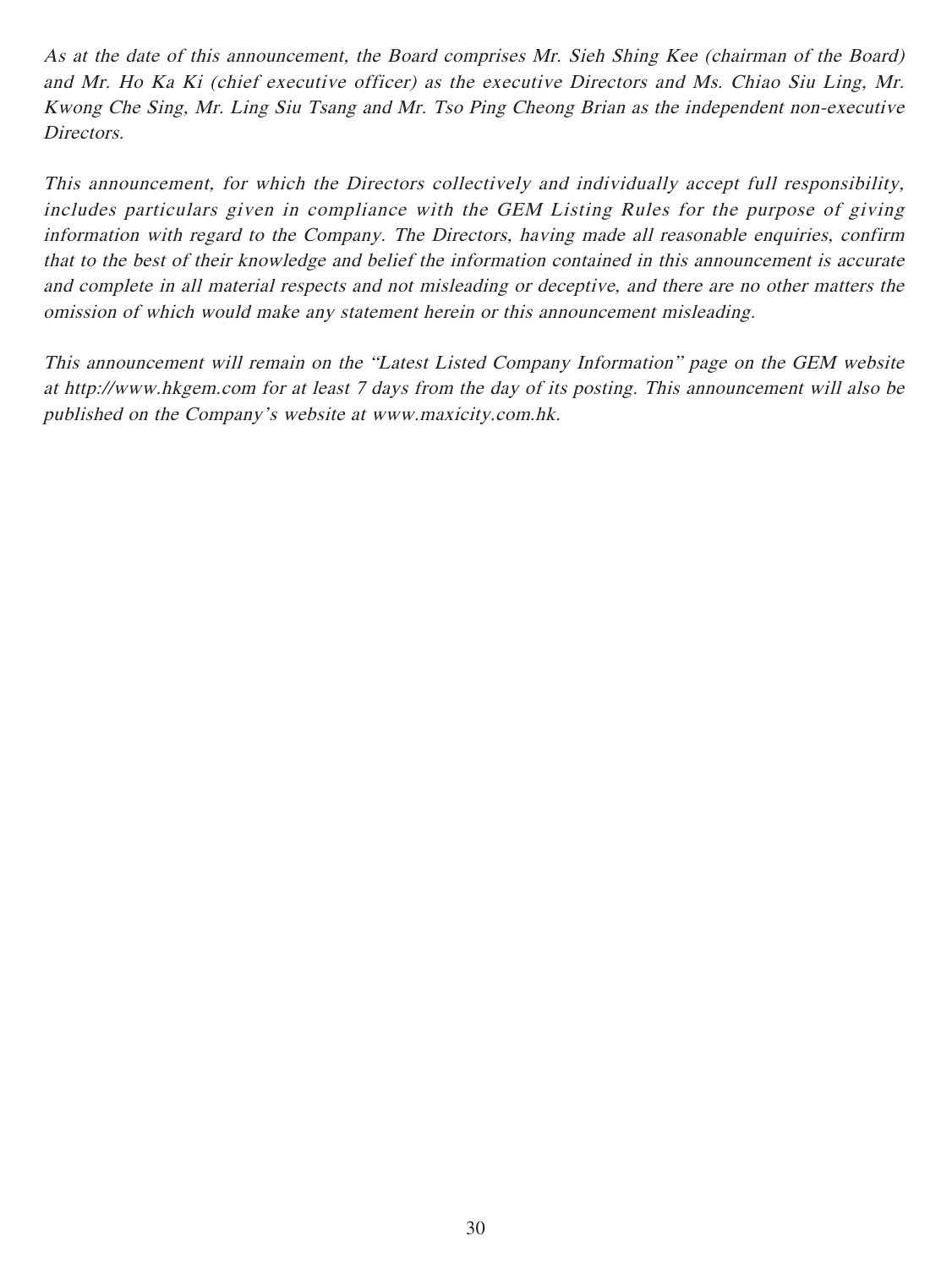*As at the date of this announcement, the Board comprises Mr. Sieh Shing Kee (chairman of the Board) and Mr. Ho Ka Ki (chief executive officer) as the executive Directors and Ms. Chiao Siu Ling, Mr. Kwong Che Sing, Mr. Ling Siu Tsang and Mr. Tso Ping Cheong Brian as the independent non-executive Directors.*

*This announcement, for which the Directors collectively and individually accept full responsibility, includes particulars given in compliance with the GEM Listing Rules for the purpose of giving information with regard to the Company. The Directors, having made all reasonable enquiries, confirm that to the best of their knowledge and belief the information contained in this announcement is accurate and complete in all material respects and not misleading or deceptive, and there are no other matters the omission of which would make any statement herein or this announcement misleading.*

*This announcement will remain on the "Latest Listed Company Information" page on the GEM website at http://www.hkgem.com for at least 7 days from the day of its posting. This announcement will also be published on the Company's website at www.maxicity.com.hk.*